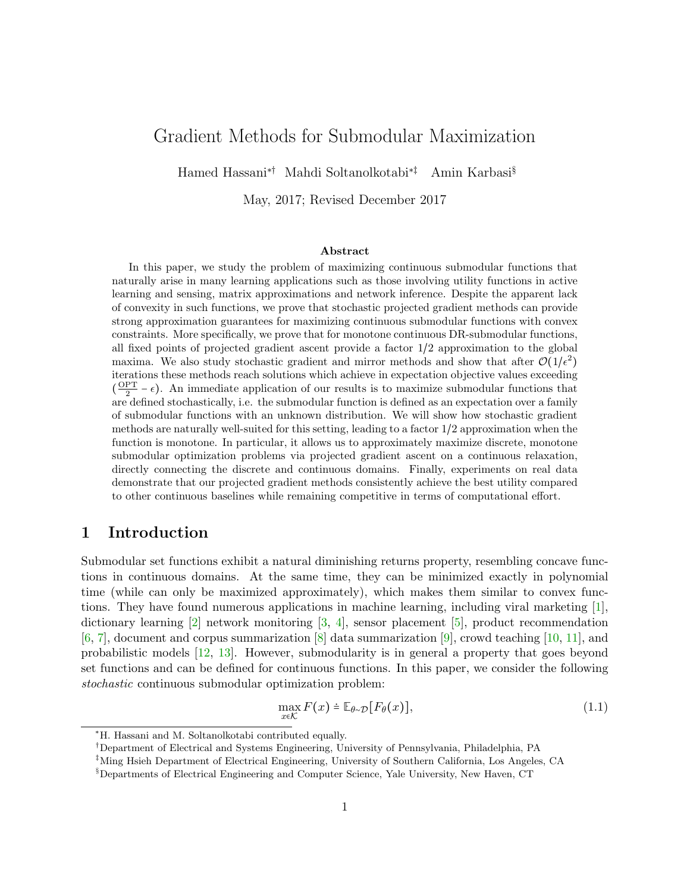# Gradient Methods for Submodular Maximization

Hamed Hassani[*†] Mahdi Soltanolkotabi[*‡] Amin Karbasi[§]

May, 2017; Revised December 2017

### Abstract

In this paper, we study the problem of maximizing continuous submodular functions that naturally arise in many learning applications such as those involving utility functions in active learning and sensing, matrix approximations and network inference. Despite the apparent lack of convexity in such functions, we prove that stochastic projected gradient methods can provide strong approximation guarantees for maximizing continuous submodular functions with convex constraints. More specifically, we prove that for monotone continuous DR-submodular functions, all fixed points of projected gradient ascent provide a factor $1/2$ approximation to the global maxima. We also study stochastic gradient and mirror methods and show that after $\mathcal{O}(1/\epsilon^2)$ iterations these methods reach solutions which achieve in expectation objective values exceeding $(\frac{\text{OPT}}{2} - \epsilon)$. An immediate application of our results is to maximize submodular functions that are defined stochastically, i.e. the submodular function is defined as an expectation over a family of submodular functions with an unknown distribution. We will show how stochastic gradient methods are naturally well-suited for this setting, leading to a factor $1/2$ approximation when the function is monotone. In particular, it allows us to approximately maximize discrete, monotone submodular optimization problems via projected gradient ascent on a continuous relaxation, directly connecting the discrete and continuous domains. Finally, experiments on real data demonstrate that our projected gradient methods consistently achieve the best utility compared to other continuous baselines while remaining competitive in terms of computational effort.

## 1 Introduction

Submodular set functions exhibit a natural diminishing returns property, resembling concave functions in continuous domains. At the same time, they can be minimized exactly in polynomial time (while can only be maximized approximately), which makes them similar to convex functions. They have found numerous applications in machine learning, including viral marketing [1], dictionary learning [2] network monitoring [3, 4], sensor placement [5], product recommendation [6, 7], document and corpus summarization [8] data summarization [9], crowd teaching [10, 11], and probabilistic models [12, 13]. However, submodularity is in general a property that goes beyond set functions and can be defined for continuous functions. In this paper, we consider the following *stochastic* continuous submodular optimization problem:

$$\max_{x \in \mathcal{K}} F(x) \doteq \mathbb{E}_{\theta \sim \mathcal{D}}[F_\theta(x)], \tag{1.1}$$

[*] H. Hassani and M. Soltanolkotabi contributed equally.

[†] Department of Electrical and Systems Engineering, University of Pennsylvania, Philadelphia, PA

[‡] Ming Hsieh Department of Electrical Engineering, University of Southern California, Los Angeles, CA

[§] Departments of Electrical Engineering and Computer Science, Yale University, New Haven, CT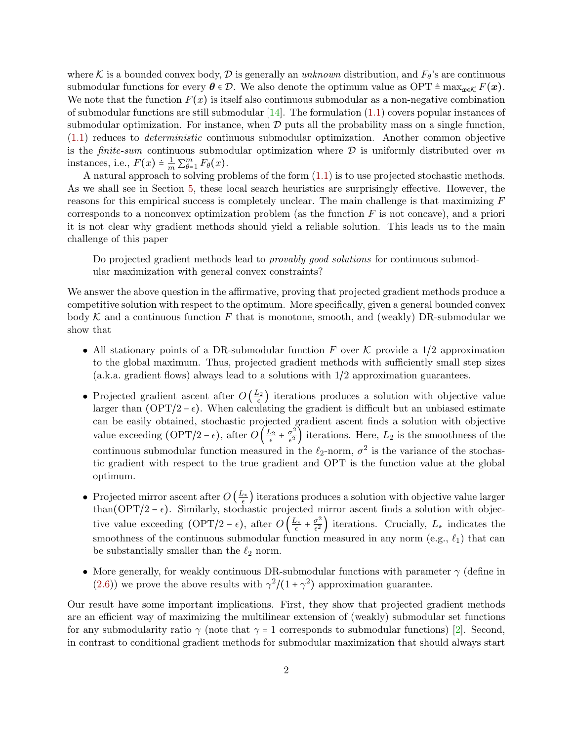where $\mathcal{K}$ is a bounded convex body, $\mathcal{D}$ is generally an *unknown* distribution, and $F_\theta$'s are continuous submodular functions for every $\boldsymbol{\theta} \in \mathcal{D}$. We also denote the optimum value as $\text{OPT} \triangleq \max_{\boldsymbol{x}\in\mathcal{K}} F(\boldsymbol{x})$. We note that the function $F(x)$ is itself also continuous submodular as a non-negative combination of submodular functions are still submodular [14]. The formulation (1.1) covers popular instances of submodular optimization. For instance, when $\mathcal{D}$ puts all the probability mass on a single function, (1.1) reduces to *deterministic* continuous submodular optimization. Another common objective is the *finite-sum* continuous submodular optimization where $\mathcal{D}$ is uniformly distributed over $m$ instances, i.e., $F(x) \doteq \frac{1}{m}\sum_{\theta=1}^{m} F_\theta(x)$.

A natural approach to solving problems of the form (1.1) is to use projected stochastic methods. As we shall see in Section 5, these local search heuristics are surprisingly effective. However, the reasons for this empirical success is completely unclear. The main challenge is that maximizing $F$ corresponds to a nonconvex optimization problem (as the function $F$ is not concave), and a priori it is not clear why gradient methods should yield a reliable solution. This leads us to the main challenge of this paper

> Do projected gradient methods lead to *provably good solutions* for continuous submodular maximization with general convex constraints?

We answer the above question in the affirmative, proving that projected gradient methods produce a competitive solution with respect to the optimum. More specifically, given a general bounded convex body $\mathcal{K}$ and a continuous function $F$ that is monotone, smooth, and (weakly) DR-submodular we show that

- All stationary points of a DR-submodular function $F$ over $\mathcal{K}$ provide a $1/2$ approximation to the global maximum. Thus, projected gradient methods with sufficiently small step sizes (a.k.a. gradient flows) always lead to a solutions with $1/2$ approximation guarantees.
- Projected gradient ascent after $O\left(\frac{L_2}{\epsilon}\right)$ iterations produces a solution with objective value larger than $(\text{OPT}/2 - \epsilon)$. When calculating the gradient is difficult but an unbiased estimate can be easily obtained, stochastic projected gradient ascent finds a solution with objective value exceeding $(\text{OPT}/2 - \epsilon)$, after $O\left(\frac{L_2}{\epsilon} + \frac{\sigma^2}{\epsilon^2}\right)$ iterations. Here, $L_2$ is the smoothness of the continuous submodular function measured in the $\ell_2$-norm, $\sigma^2$ is the variance of the stochastic gradient with respect to the true gradient and OPT is the function value at the global optimum.
- Projected mirror ascent after $O\left(\frac{L_*}{\epsilon}\right)$ iterations produces a solution with objective value larger than$(\text{OPT}/2 - \epsilon)$. Similarly, stochastic projected mirror ascent finds a solution with objective value exceeding $(\text{OPT}/2 - \epsilon)$, after $O\left(\frac{L_*}{\epsilon} + \frac{\sigma^2}{\epsilon^2}\right)$ iterations. Crucially, $L_*$ indicates the smoothness of the continuous submodular function measured in any norm (e.g., $\ell_1$) that can be substantially smaller than the $\ell_2$ norm.
- More generally, for weakly continuous DR-submodular functions with parameter $\gamma$ (define in (2.6)) we prove the above results with $\gamma^2/(1+\gamma^2)$ approximation guarantee.

Our result have some important implications. First, they show that projected gradient methods are an efficient way of maximizing the multilinear extension of (weakly) submodular set functions for any submodularity ratio $\gamma$ (note that $\gamma = 1$ corresponds to submodular functions) [2]. Second, in contrast to conditional gradient methods for submodular maximization that should always start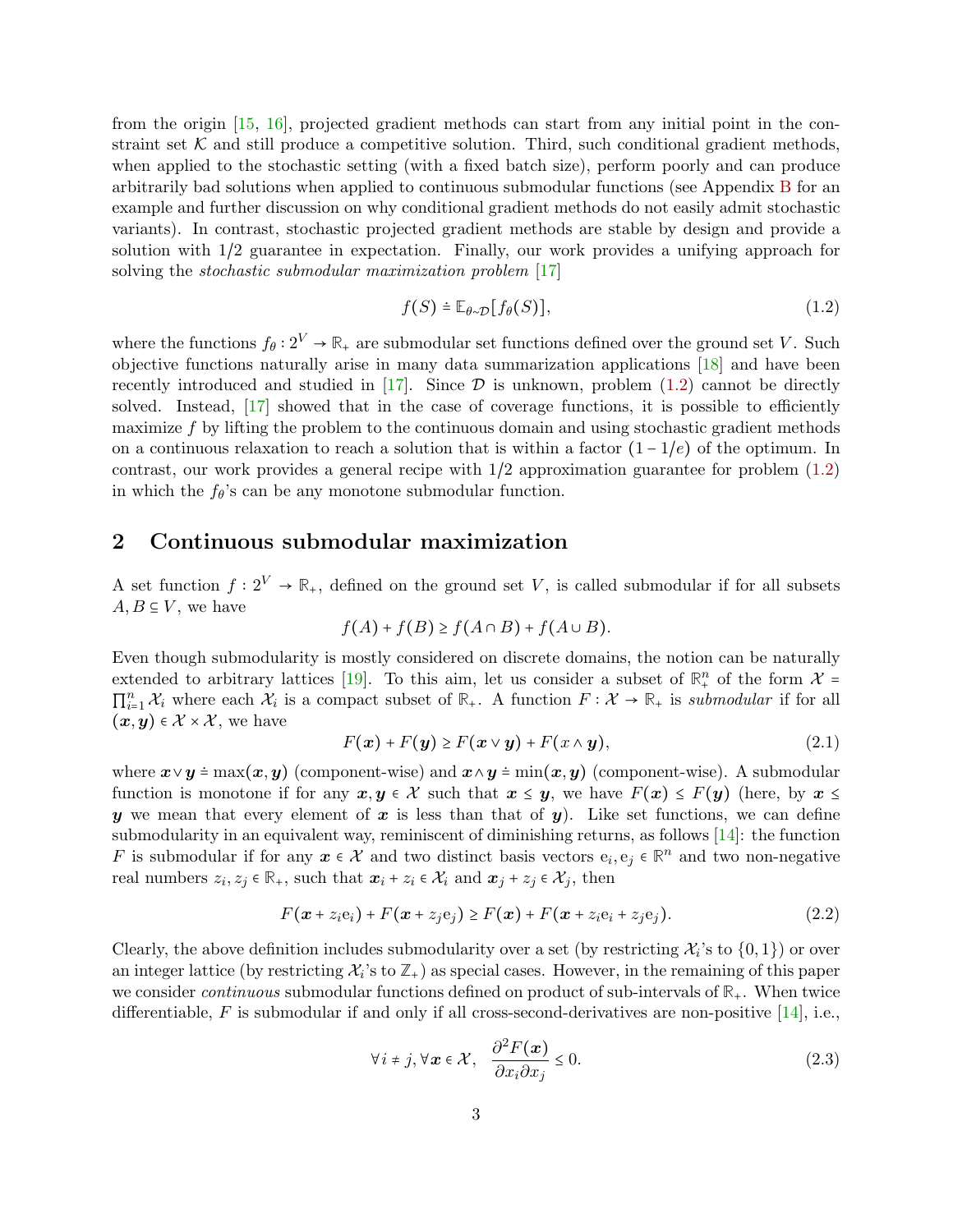from the origin [15, 16], projected gradient methods can start from any initial point in the constraint set $\mathcal{K}$ and still produce a competitive solution. Third, such conditional gradient methods, when applied to the stochastic setting (with a fixed batch size), perform poorly and can produce arbitrarily bad solutions when applied to continuous submodular functions (see Appendix B for an example and further discussion on why conditional gradient methods do not easily admit stochastic variants). In contrast, stochastic projected gradient methods are stable by design and provide a solution with 1/2 guarantee in expectation. Finally, our work provides a unifying approach for solving the *stochastic submodular maximization problem* [17]

$$f(S) \doteq \mathbb{E}_{\theta \sim \mathcal{D}}[f_\theta(S)], \tag{1.2}$$

where the functions $f_\theta : 2^V \to \mathbb{R}_+$ are submodular set functions defined over the ground set $V$. Such objective functions naturally arise in many data summarization applications [18] and have been recently introduced and studied in [17]. Since $\mathcal{D}$ is unknown, problem (1.2) cannot be directly solved. Instead, [17] showed that in the case of coverage functions, it is possible to efficiently maximize $f$ by lifting the problem to the continuous domain and using stochastic gradient methods on a continuous relaxation to reach a solution that is within a factor $(1 - 1/e)$ of the optimum. In contrast, our work provides a general recipe with 1/2 approximation guarantee for problem (1.2) in which the $f_\theta$'s can be any monotone submodular function.

## 2 Continuous submodular maximization

A set function $f : 2^V \to \mathbb{R}_+$, defined on the ground set $V$, is called submodular if for all subsets $A, B \subseteq V$, we have

$$f(A) + f(B) \geq f(A \cap B) + f(A \cup B).$$

Even though submodularity is mostly considered on discrete domains, the notion can be naturally extended to arbitrary lattices [19]. To this aim, let us consider a subset of $\mathbb{R}^n_+$ of the form $\mathcal{X} = \prod_{i=1}^n \mathcal{X}_i$ where each $\mathcal{X}_i$ is a compact subset of $\mathbb{R}_+$. A function $F : \mathcal{X} \to \mathbb{R}_+$ is *submodular* if for all $(\boldsymbol{x}, \boldsymbol{y}) \in \mathcal{X} \times \mathcal{X}$, we have

$$F(\boldsymbol{x}) + F(\boldsymbol{y}) \geq F(\boldsymbol{x} \vee \boldsymbol{y}) + F(x \wedge \boldsymbol{y}), \tag{2.1}$$

where $\boldsymbol{x} \vee \boldsymbol{y} \doteq \max(\boldsymbol{x}, \boldsymbol{y})$ (component-wise) and $\boldsymbol{x} \wedge \boldsymbol{y} \doteq \min(\boldsymbol{x}, \boldsymbol{y})$ (component-wise). A submodular function is monotone if for any $\boldsymbol{x}, \boldsymbol{y} \in \mathcal{X}$ such that $\boldsymbol{x} \leq \boldsymbol{y}$, we have $F(\boldsymbol{x}) \leq F(\boldsymbol{y})$ (here, by $\boldsymbol{x} \leq \boldsymbol{y}$ we mean that every element of $\boldsymbol{x}$ is less than that of $\boldsymbol{y}$). Like set functions, we can define submodularity in an equivalent way, reminiscent of diminishing returns, as follows [14]: the function $F$ is submodular if for any $\boldsymbol{x} \in \mathcal{X}$ and two distinct basis vectors $\mathrm{e}_i, \mathrm{e}_j \in \mathbb{R}^n$ and two non-negative real numbers $z_i, z_j \in \mathbb{R}_+$, such that $\boldsymbol{x}_i + z_i \in \mathcal{X}_i$ and $\boldsymbol{x}_j + z_j \in \mathcal{X}_j$, then

$$F(\boldsymbol{x} + z_i \mathrm{e}_i) + F(\boldsymbol{x} + z_j \mathrm{e}_j) \geq F(\boldsymbol{x}) + F(\boldsymbol{x} + z_i \mathrm{e}_i + z_j \mathrm{e}_j). \tag{2.2}$$

Clearly, the above definition includes submodularity over a set (by restricting $\mathcal{X}_i$'s to $\{0, 1\}$) or over an integer lattice (by restricting $\mathcal{X}_i$'s to $\mathbb{Z}_+$) as special cases. However, in the remaining of this paper we consider *continuous* submodular functions defined on product of sub-intervals of $\mathbb{R}_+$. When twice differentiable, $F$ is submodular if and only if all cross-second-derivatives are non-positive [14], i.e.,

$$\forall i \neq j, \forall \boldsymbol{x} \in \mathcal{X}, \quad \frac{\partial^2 F(\boldsymbol{x})}{\partial x_i \partial x_j} \leq 0. \tag{2.3}$$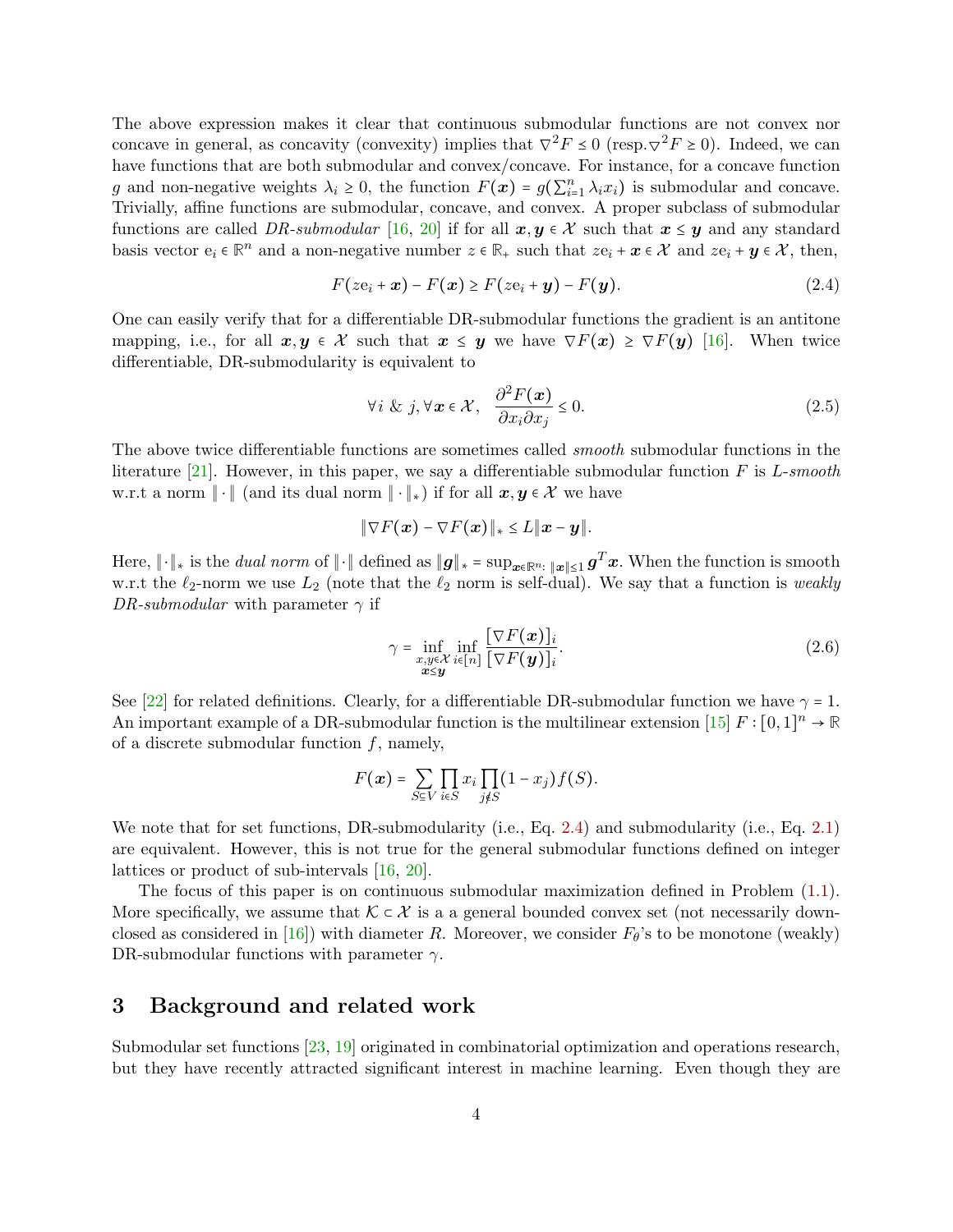The above expression makes it clear that continuous submodular functions are not convex nor concave in general, as concavity (convexity) implies that $\nabla^2 F \preceq 0$ (resp.$\nabla^2 F \succeq 0$). Indeed, we can have functions that are both submodular and convex/concave. For instance, for a concave function $g$ and non-negative weights $\lambda_i \geq 0$, the function $F(\boldsymbol{x}) = g(\sum_{i=1}^n \lambda_i x_i)$ is submodular and concave. Trivially, affine functions are submodular, concave, and convex. A proper subclass of submodular functions are called *DR-submodular* [16, 20] if for all $\boldsymbol{x}, \boldsymbol{y} \in \mathcal{X}$ such that $\boldsymbol{x} \leq \boldsymbol{y}$ and any standard basis vector $\mathrm{e}_i \in \mathbb{R}^n$ and a non-negative number $z \in \mathbb{R}_+$ such that $z\mathrm{e}_i + \boldsymbol{x} \in \mathcal{X}$ and $z\mathrm{e}_i + \boldsymbol{y} \in \mathcal{X}$, then,

$$F(z\mathrm{e}_i + \boldsymbol{x}) - F(\boldsymbol{x}) \geq F(z\mathrm{e}_i + \boldsymbol{y}) - F(\boldsymbol{y}). \tag{2.4}$$

One can easily verify that for a differentiable DR-submodular functions the gradient is an antitone mapping, i.e., for all $\boldsymbol{x}, \boldsymbol{y} \in \mathcal{X}$ such that $\boldsymbol{x} \leq \boldsymbol{y}$ we have $\nabla F(\boldsymbol{x}) \geq \nabla F(\boldsymbol{y})$ [16]. When twice differentiable, DR-submodularity is equivalent to

$$\forall i \ \&\ j, \forall \boldsymbol{x} \in \mathcal{X}, \quad \frac{\partial^2 F(\boldsymbol{x})}{\partial x_i \partial x_j} \leq 0. \tag{2.5}$$

The above twice differentiable functions are sometimes called *smooth* submodular functions in the literature [21]. However, in this paper, we say a differentiable submodular function $F$ is *L-smooth* w.r.t a norm $\|\cdot\|$ (and its dual norm $\|\cdot\|_*$) if for all $\boldsymbol{x}, \boldsymbol{y} \in \mathcal{X}$ we have

$$\|\nabla F(\boldsymbol{x}) - \nabla F(\boldsymbol{x})\|_* \leq L\|\boldsymbol{x} - \boldsymbol{y}\|.$$

Here, $\|\cdot\|_*$ is the *dual norm* of $\|\cdot\|$ defined as $\|\boldsymbol{g}\|_* = \sup_{\boldsymbol{x} \in \mathbb{R}^n : \|\boldsymbol{x}\| \leq 1} \boldsymbol{g}^T \boldsymbol{x}$. When the function is smooth w.r.t the $\ell_2$-norm we use $L_2$ (note that the $\ell_2$ norm is self-dual). We say that a function is *weakly DR-submodular* with parameter $\gamma$ if

$$\gamma = \inf_{\substack{x,y \in \mathcal{X} \\ \boldsymbol{x} \leq \boldsymbol{y}}} \inf_{i \in [n]} \frac{[\nabla F(\boldsymbol{x})]_i}{[\nabla F(\boldsymbol{y})]_i}. \tag{2.6}$$

See [22] for related definitions. Clearly, for a differentiable DR-submodular function we have $\gamma = 1$. An important example of a DR-submodular function is the multilinear extension [15] $F : [0,1]^n \to \mathbb{R}$ of a discrete submodular function $f$, namely,

$$F(\boldsymbol{x}) = \sum_{S \subseteq V} \prod_{i \in S} x_i \prod_{j \notin S} (1 - x_j) f(S).$$

We note that for set functions, DR-submodularity (i.e., Eq. 2.4) and submodularity (i.e., Eq. 2.1) are equivalent. However, this is not true for the general submodular functions defined on integer lattices or product of sub-intervals [16, 20].

The focus of this paper is on continuous submodular maximization defined in Problem (1.1). More specifically, we assume that $\mathcal{K} \subset \mathcal{X}$ is a a general bounded convex set (not necessarily down-closed as considered in [16]) with diameter $R$. Moreover, we consider $F_\theta$'s to be monotone (weakly) DR-submodular functions with parameter $\gamma$.

## 3 Background and related work

Submodular set functions [23, 19] originated in combinatorial optimization and operations research, but they have recently attracted significant interest in machine learning. Even though they are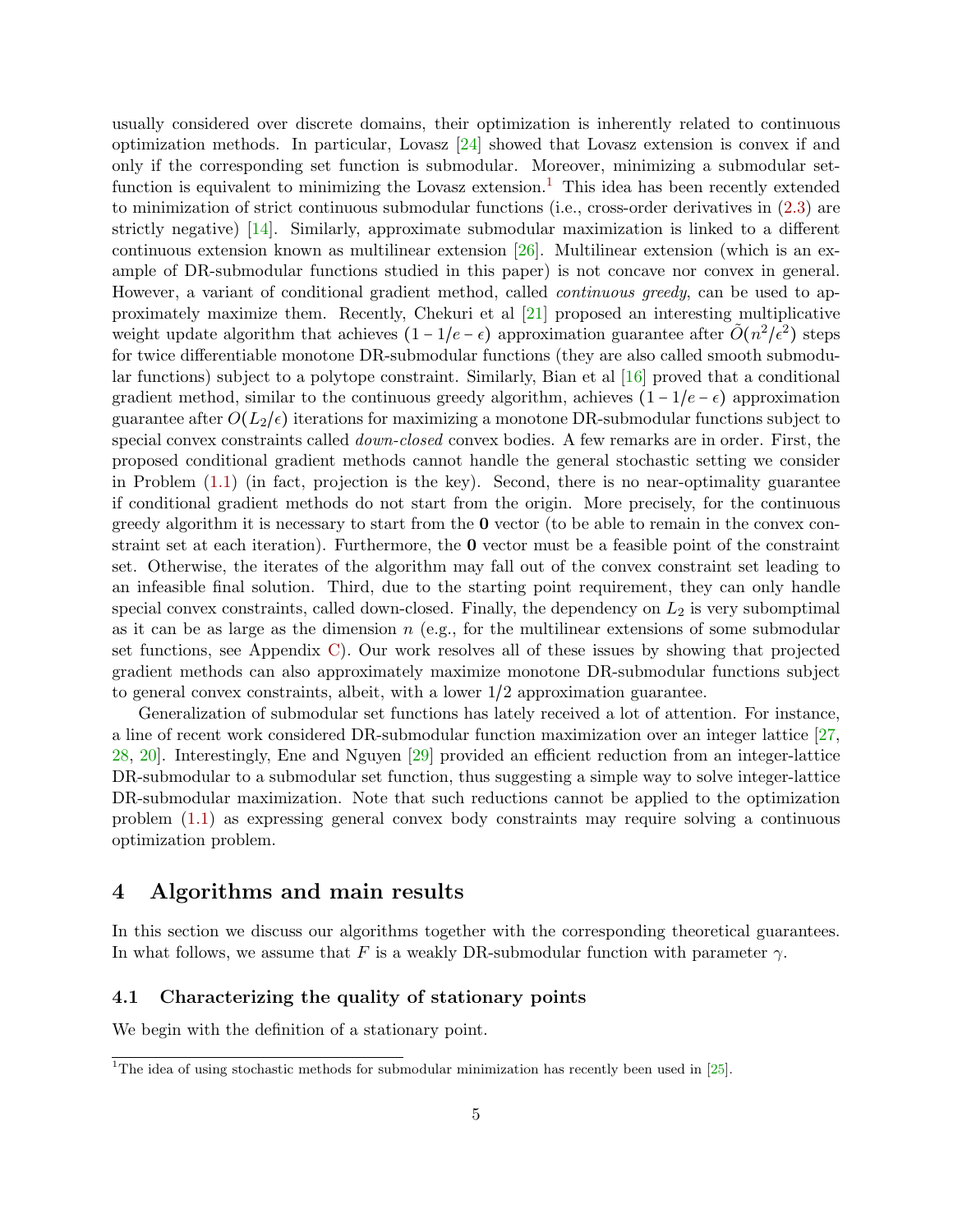usually considered over discrete domains, their optimization is inherently related to continuous optimization methods. In particular, Lovasz [24] showed that Lovasz extension is convex if and only if the corresponding set function is submodular. Moreover, minimizing a submodular set-function is equivalent to minimizing the Lovasz extension.[1] This idea has been recently extended to minimization of strict continuous submodular functions (i.e., cross-order derivatives in (2.3) are strictly negative) [14]. Similarly, approximate submodular maximization is linked to a different continuous extension known as multilinear extension [26]. Multilinear extension (which is an example of DR-submodular functions studied in this paper) is not concave nor convex in general. However, a variant of conditional gradient method, called *continuous greedy*, can be used to approximately maximize them. Recently, Chekuri et al [21] proposed an interesting multiplicative weight update algorithm that achieves $(1 - 1/e - \epsilon)$ approximation guarantee after $\tilde{O}(n^2/\epsilon^2)$ steps for twice differentiable monotone DR-submodular functions (they are also called smooth submodular functions) subject to a polytope constraint. Similarly, Bian et al [16] proved that a conditional gradient method, similar to the continuous greedy algorithm, achieves $(1 - 1/e - \epsilon)$ approximation guarantee after $O(L_2/\epsilon)$ iterations for maximizing a monotone DR-submodular functions subject to special convex constraints called *down-closed* convex bodies. A few remarks are in order. First, the proposed conditional gradient methods cannot handle the general stochastic setting we consider in Problem (1.1) (in fact, projection is the key). Second, there is no near-optimality guarantee if conditional gradient methods do not start from the origin. More precisely, for the continuous greedy algorithm it is necessary to start from the $\mathbf{0}$ vector (to be able to remain in the convex constraint set at each iteration). Furthermore, the $\mathbf{0}$ vector must be a feasible point of the constraint set. Otherwise, the iterates of the algorithm may fall out of the convex constraint set leading to an infeasible final solution. Third, due to the starting point requirement, they can only handle special convex constraints, called down-closed. Finally, the dependency on $L_2$ is very subomptimal as it can be as large as the dimension $n$ (e.g., for the multilinear extensions of some submodular set functions, see Appendix C). Our work resolves all of these issues by showing that projected gradient methods can also approximately maximize monotone DR-submodular functions subject to general convex constraints, albeit, with a lower $1/2$ approximation guarantee.

Generalization of submodular set functions has lately received a lot of attention. For instance, a line of recent work considered DR-submodular function maximization over an integer lattice [27, 28, 20]. Interestingly, Ene and Nguyen [29] provided an efficient reduction from an integer-lattice DR-submodular to a submodular set function, thus suggesting a simple way to solve integer-lattice DR-submodular maximization. Note that such reductions cannot be applied to the optimization problem (1.1) as expressing general convex body constraints may require solving a continuous optimization problem.

# 4 Algorithms and main results

In this section we discuss our algorithms together with the corresponding theoretical guarantees. In what follows, we assume that $F$ is a weakly DR-submodular function with parameter $\gamma$.

## 4.1 Characterizing the quality of stationary points

We begin with the definition of a stationary point.

[1] The idea of using stochastic methods for submodular minimization has recently been used in [25].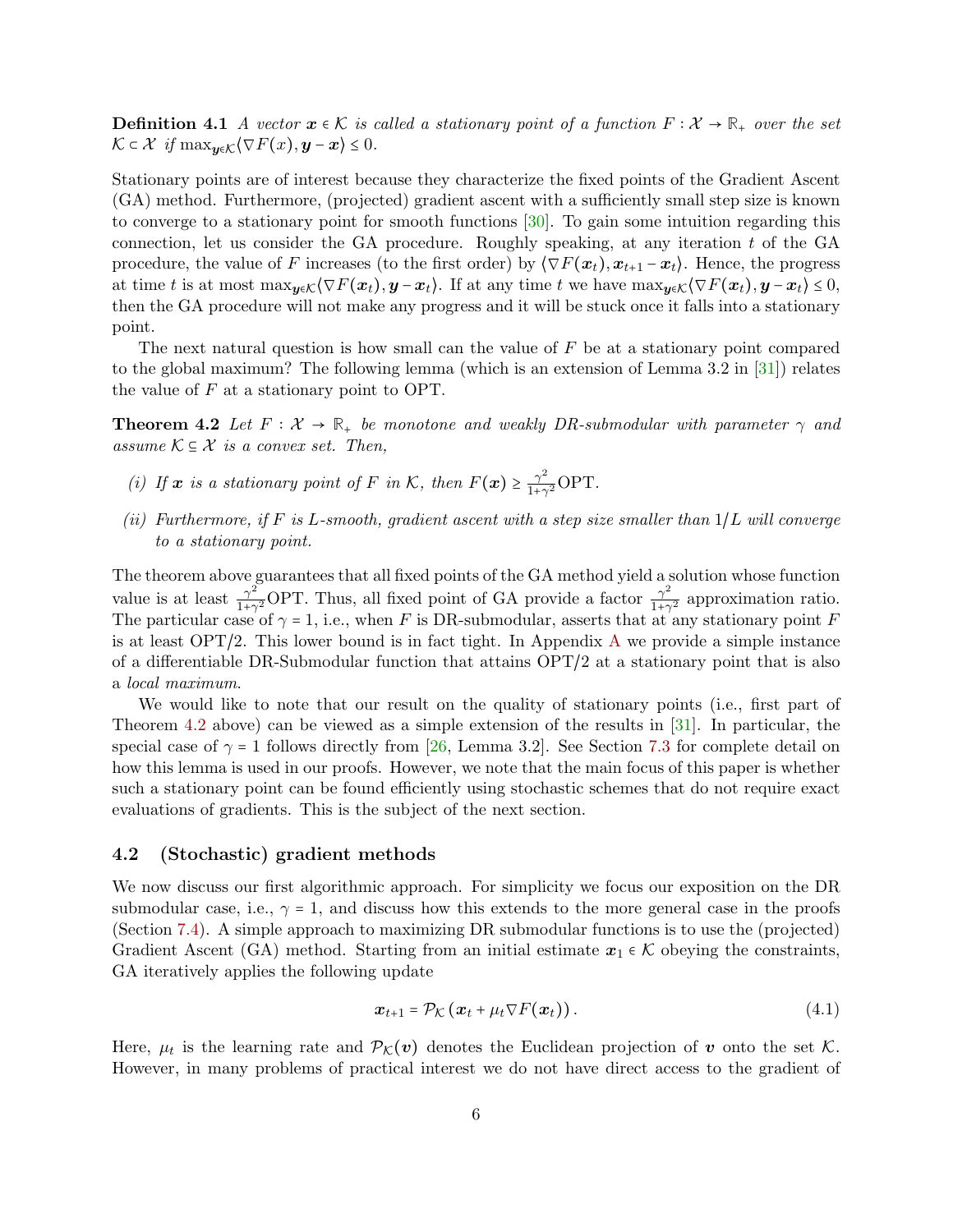**Definition 4.1** *A vector $\boldsymbol{x} \in \mathcal{K}$ is called a stationary point of a function $F : \mathcal{X} \to \mathbb{R}_+$ over the set $\mathcal{K} \subset \mathcal{X}$ if $\max_{\boldsymbol{y}\in\mathcal{K}} \langle \nabla F(x), \boldsymbol{y} - \boldsymbol{x} \rangle \leq 0$.*

Stationary points are of interest because they characterize the fixed points of the Gradient Ascent (GA) method. Furthermore, (projected) gradient ascent with a sufficiently small step size is known to converge to a stationary point for smooth functions [30]. To gain some intuition regarding this connection, let us consider the GA procedure. Roughly speaking, at any iteration $t$ of the GA procedure, the value of $F$ increases (to the first order) by $\langle \nabla F(\boldsymbol{x}_t), \boldsymbol{x}_{t+1} - \boldsymbol{x}_t \rangle$. Hence, the progress at time $t$ is at most $\max_{\boldsymbol{y}\in\mathcal{K}} \langle \nabla F(\boldsymbol{x}_t), \boldsymbol{y} - \boldsymbol{x}_t \rangle$. If at any time $t$ we have $\max_{\boldsymbol{y}\in\mathcal{K}} \langle \nabla F(\boldsymbol{x}_t), \boldsymbol{y} - \boldsymbol{x}_t \rangle \leq 0$, then the GA procedure will not make any progress and it will be stuck once it falls into a stationary point.

The next natural question is how small can the value of $F$ be at a stationary point compared to the global maximum? The following lemma (which is an extension of Lemma 3.2 in [31]) relates the value of $F$ at a stationary point to OPT.

**Theorem 4.2** *Let $F : \mathcal{X} \to \mathbb{R}_+$ be monotone and weakly DR-submodular with parameter $\gamma$ and assume $\mathcal{K} \subseteq \mathcal{X}$ is a convex set. Then,*

*(i) If $\boldsymbol{x}$ is a stationary point of $F$ in $\mathcal{K}$, then $F(\boldsymbol{x}) \geq \frac{\gamma^2}{1+\gamma^2}\mathrm{OPT}$.*

*(ii) Furthermore, if $F$ is $L$-smooth, gradient ascent with a step size smaller than $1/L$ will converge to a stationary point.*

The theorem above guarantees that all fixed points of the GA method yield a solution whose function value is at least $\frac{\gamma^2}{1+\gamma^2}\mathrm{OPT}$. Thus, all fixed point of GA provide a factor $\frac{\gamma^2}{1+\gamma^2}$ approximation ratio. The particular case of $\gamma = 1$, i.e., when $F$ is DR-submodular, asserts that at any stationary point $F$ is at least OPT/2. This lower bound is in fact tight. In Appendix A we provide a simple instance of a differentiable DR-Submodular function that attains OPT/2 at a stationary point that is also a *local maximum*.

We would like to note that our result on the quality of stationary points (i.e., first part of Theorem 4.2 above) can be viewed as a simple extension of the results in [31]. In particular, the special case of $\gamma = 1$ follows directly from [26, Lemma 3.2]. See Section 7.3 for complete detail on how this lemma is used in our proofs. However, we note that the main focus of this paper is whether such a stationary point can be found efficiently using stochastic schemes that do not require exact evaluations of gradients. This is the subject of the next section.

### 4.2 (Stochastic) gradient methods

We now discuss our first algorithmic approach. For simplicity we focus our exposition on the DR submodular case, i.e., $\gamma = 1$, and discuss how this extends to the more general case in the proofs (Section 7.4). A simple approach to maximizing DR submodular functions is to use the (projected) Gradient Ascent (GA) method. Starting from an initial estimate $\boldsymbol{x}_1 \in \mathcal{K}$ obeying the constraints, GA iteratively applies the following update

$$\boldsymbol{x}_{t+1} = \mathcal{P}_{\mathcal{K}}\left(\boldsymbol{x}_t + \mu_t \nabla F(\boldsymbol{x}_t)\right). \tag{4.1}$$

Here, $\mu_t$ is the learning rate and $\mathcal{P}_{\mathcal{K}}(\boldsymbol{v})$ denotes the Euclidean projection of $\boldsymbol{v}$ onto the set $\mathcal{K}$. However, in many problems of practical interest we do not have direct access to the gradient of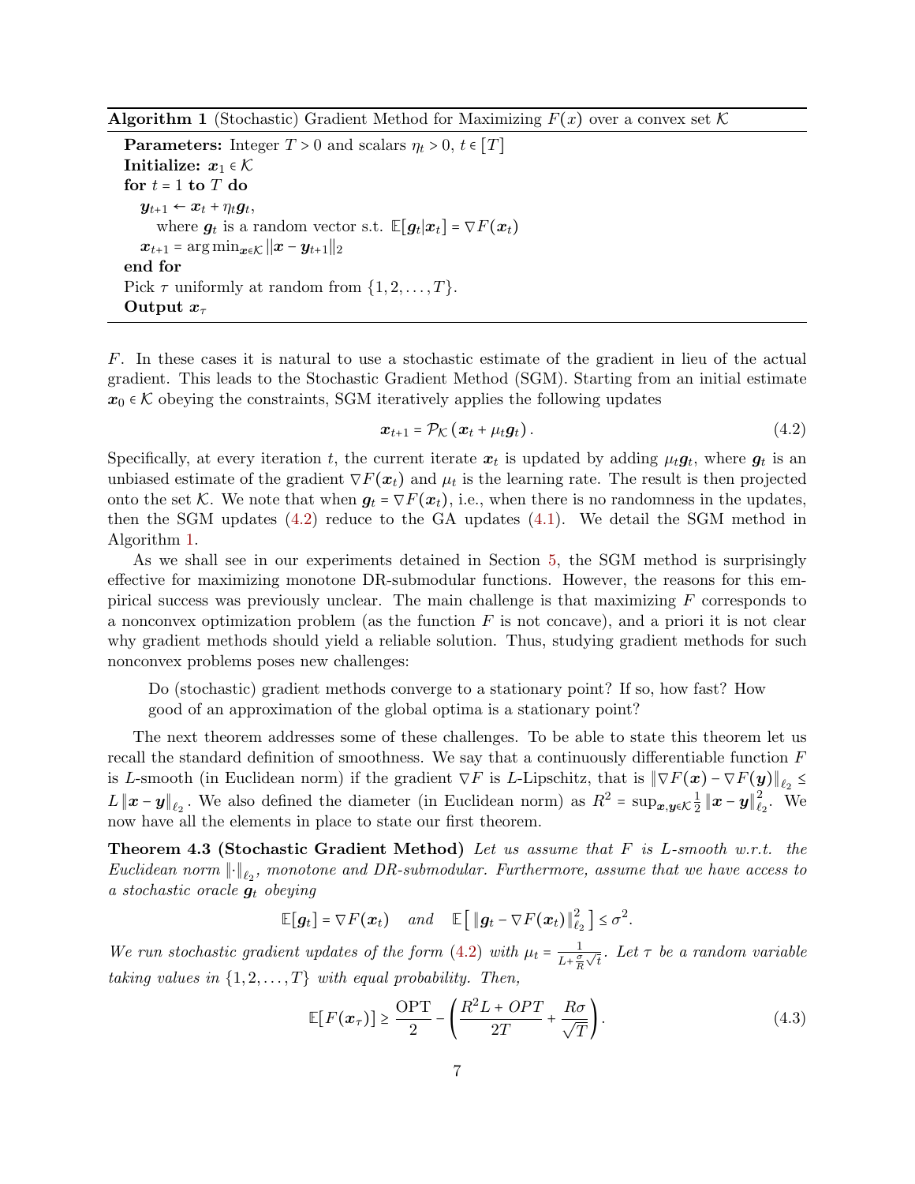---

**Algorithm 1** (Stochastic) Gradient Method for Maximizing $F(x)$ over a convex set $\mathcal{K}$

---

**Parameters:** Integer $T > 0$ and scalars $\eta_t > 0$, $t \in [T]$
**Initialize:** $\boldsymbol{x}_1 \in \mathcal{K}$
**for** $t = 1$ **to** $T$ **do**
  $\boldsymbol{y}_{t+1} \leftarrow \boldsymbol{x}_t + \eta_t \boldsymbol{g}_t$,
    where $\boldsymbol{g}_t$ is a random vector s.t. $\mathbb{E}[\boldsymbol{g}_t | \boldsymbol{x}_t] = \nabla F(\boldsymbol{x}_t)$
  $\boldsymbol{x}_{t+1} = \arg\min_{\boldsymbol{x} \in \mathcal{K}} \|\boldsymbol{x} - \boldsymbol{y}_{t+1}\|_2$
**end for**
Pick $\tau$ uniformly at random from $\{1, 2, \ldots, T\}$.
**Output** $\boldsymbol{x}_\tau$

---

$F$. In these cases it is natural to use a stochastic estimate of the gradient in lieu of the actual gradient. This leads to the Stochastic Gradient Method (SGM). Starting from an initial estimate $\boldsymbol{x}_0 \in \mathcal{K}$ obeying the constraints, SGM iteratively applies the following updates

$$\boldsymbol{x}_{t+1} = \mathcal{P}_{\mathcal{K}}\left(\boldsymbol{x}_t + \mu_t \boldsymbol{g}_t\right). \tag{4.2}$$

Specifically, at every iteration $t$, the current iterate $\boldsymbol{x}_t$ is updated by adding $\mu_t \boldsymbol{g}_t$, where $\boldsymbol{g}_t$ is an unbiased estimate of the gradient $\nabla F(\boldsymbol{x}_t)$ and $\mu_t$ is the learning rate. The result is then projected onto the set $\mathcal{K}$. We note that when $\boldsymbol{g}_t = \nabla F(\boldsymbol{x}_t)$, i.e., when there is no randomness in the updates, then the SGM updates (4.2) reduce to the GA updates (4.1). We detail the SGM method in Algorithm 1.

As we shall see in our experiments detained in Section 5, the SGM method is surprisingly effective for maximizing monotone DR-submodular functions. However, the reasons for this empirical success was previously unclear. The main challenge is that maximizing $F$ corresponds to a nonconvex optimization problem (as the function $F$ is not concave), and a priori it is not clear why gradient methods should yield a reliable solution. Thus, studying gradient methods for such nonconvex problems poses new challenges:

> Do (stochastic) gradient methods converge to a stationary point? If so, how fast? How good of an approximation of the global optima is a stationary point?

The next theorem addresses some of these challenges. To be able to state this theorem let us recall the standard definition of smoothness. We say that a continuously differentiable function $F$ is $L$-smooth (in Euclidean norm) if the gradient $\nabla F$ is $L$-Lipschitz, that is $\|\nabla F(\boldsymbol{x}) - \nabla F(\boldsymbol{y})\|_{\ell_2} \leq L\|\boldsymbol{x} - \boldsymbol{y}\|_{\ell_2}$. We also defined the diameter (in Euclidean norm) as $R^2 = \sup_{\boldsymbol{x}, \boldsymbol{y} \in \mathcal{K}} \frac{1}{2}\|\boldsymbol{x} - \boldsymbol{y}\|_{\ell_2}^2$. We now have all the elements in place to state our first theorem.

**Theorem 4.3 (Stochastic Gradient Method)** *Let us assume that $F$ is $L$-smooth w.r.t. the Euclidean norm $\|\cdot\|_{\ell_2}$, monotone and DR-submodular. Furthermore, assume that we have access to a stochastic oracle $\boldsymbol{g}_t$ obeying*

$$\mathbb{E}[\boldsymbol{g}_t] = \nabla F(\boldsymbol{x}_t) \quad \text{and} \quad \mathbb{E}\left[\|\boldsymbol{g}_t - \nabla F(\boldsymbol{x}_t)\|_{\ell_2}^2\right] \leq \sigma^2.$$

*We run stochastic gradient updates of the form (4.2) with $\mu_t = \frac{1}{L + \frac{\sigma}{R}\sqrt{t}}$. Let $\tau$ be a random variable taking values in $\{1, 2, \ldots, T\}$ with equal probability. Then,*

$$\mathbb{E}[F(\boldsymbol{x}_\tau)] \geq \frac{\text{OPT}}{2} - \left(\frac{R^2 L + OPT}{2T} + \frac{R\sigma}{\sqrt{T}}\right). \tag{4.3}$$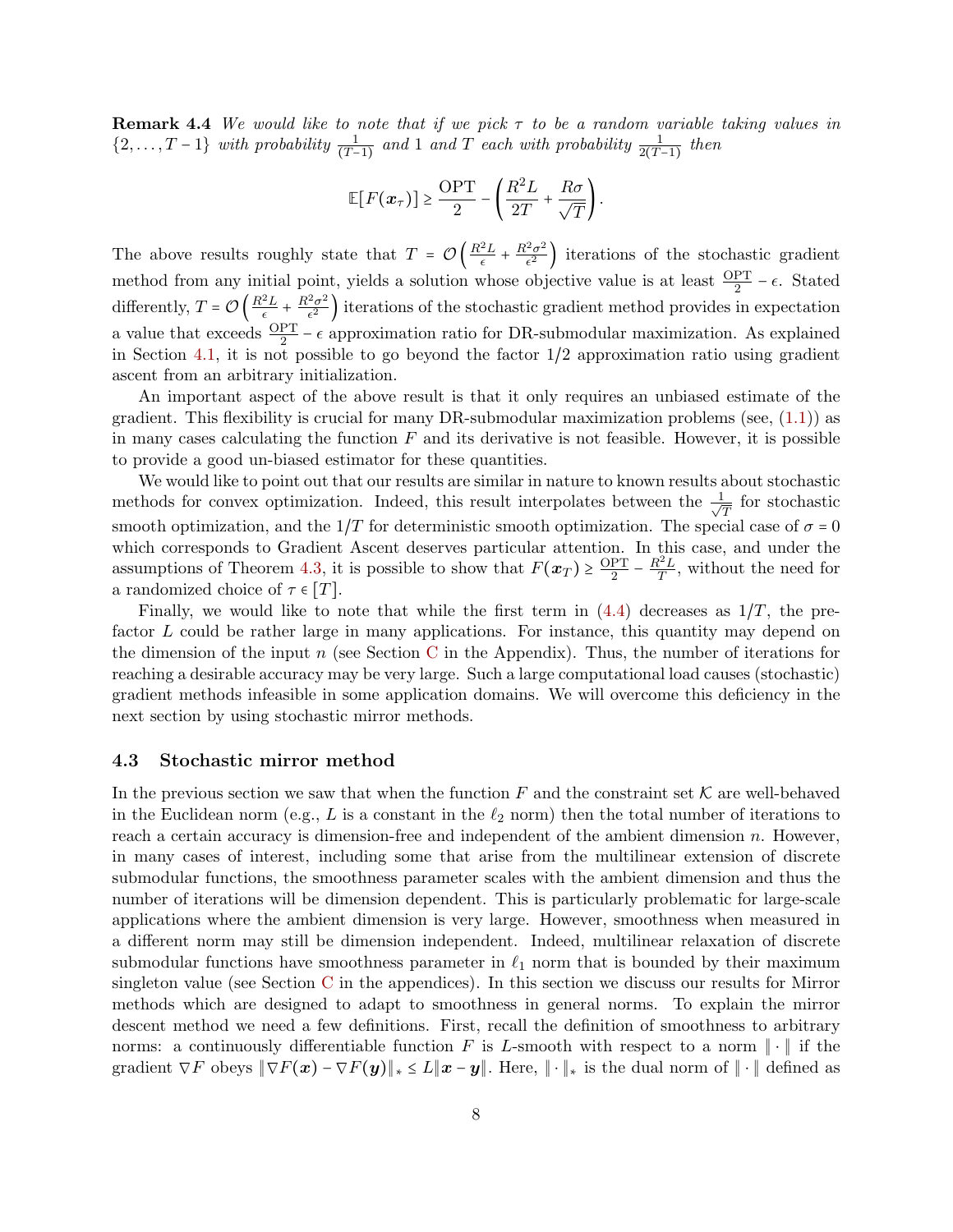**Remark 4.4** *We would like to note that if we pick $\tau$ to be a random variable taking values in $\{2, \ldots, T-1\}$ with probability $\frac{1}{(T-1)}$ and 1 and $T$ each with probability $\frac{1}{2(T-1)}$ then*

$$\mathbb{E}[F(\boldsymbol{x}_\tau)] \geq \frac{\text{OPT}}{2} - \left(\frac{R^2 L}{2T} + \frac{R\sigma}{\sqrt{T}}\right).$$

The above results roughly state that $T = \mathcal{O}\left(\frac{R^2 L}{\epsilon} + \frac{R^2\sigma^2}{\epsilon^2}\right)$ iterations of the stochastic gradient method from any initial point, yields a solution whose objective value is at least $\frac{\text{OPT}}{2} - \epsilon$. Stated differently, $T = \mathcal{O}\left(\frac{R^2 L}{\epsilon} + \frac{R^2\sigma^2}{\epsilon^2}\right)$ iterations of the stochastic gradient method provides in expectation a value that exceeds $\frac{\text{OPT}}{2} - \epsilon$ approximation ratio for DR-submodular maximization. As explained in Section 4.1, it is not possible to go beyond the factor 1/2 approximation ratio using gradient ascent from an arbitrary initialization.

An important aspect of the above result is that it only requires an unbiased estimate of the gradient. This flexibility is crucial for many DR-submodular maximization problems (see, (1.1)) as in many cases calculating the function $F$ and its derivative is not feasible. However, it is possible to provide a good un-biased estimator for these quantities.

We would like to point out that our results are similar in nature to known results about stochastic methods for convex optimization. Indeed, this result interpolates between the $\frac{1}{\sqrt{T}}$ for stochastic smooth optimization, and the $1/T$ for deterministic smooth optimization. The special case of $\sigma = 0$ which corresponds to Gradient Ascent deserves particular attention. In this case, and under the assumptions of Theorem 4.3, it is possible to show that $F(\boldsymbol{x}_T) \geq \frac{\text{OPT}}{2} - \frac{R^2 L}{T}$, without the need for a randomized choice of $\tau \in [T]$.

Finally, we would like to note that while the first term in (4.4) decreases as $1/T$, the pre-factor $L$ could be rather large in many applications. For instance, this quantity may depend on the dimension of the input $n$ (see Section C in the Appendix). Thus, the number of iterations for reaching a desirable accuracy may be very large. Such a large computational load causes (stochastic) gradient methods infeasible in some application domains. We will overcome this deficiency in the next section by using stochastic mirror methods.

### 4.3 Stochastic mirror method

In the previous section we saw that when the function $F$ and the constraint set $\mathcal{K}$ are well-behaved in the Euclidean norm (e.g., $L$ is a constant in the $\ell_2$ norm) then the total number of iterations to reach a certain accuracy is dimension-free and independent of the ambient dimension $n$. However, in many cases of interest, including some that arise from the multilinear extension of discrete submodular functions, the smoothness parameter scales with the ambient dimension and thus the number of iterations will be dimension dependent. This is particularly problematic for large-scale applications where the ambient dimension is very large. However, smoothness when measured in a different norm may still be dimension independent. Indeed, multilinear relaxation of discrete submodular functions have smoothness parameter in $\ell_1$ norm that is bounded by their maximum singleton value (see Section C in the appendices). In this section we discuss our results for Mirror methods which are designed to adapt to smoothness in general norms. To explain the mirror descent method we need a few definitions. First, recall the definition of smoothness to arbitrary norms: a continuously differentiable function $F$ is $L$-smooth with respect to a norm $\|\cdot\|$ if the gradient $\nabla F$ obeys $\|\nabla F(\boldsymbol{x}) - \nabla F(\boldsymbol{y})\|_* \leq L\|\boldsymbol{x} - \boldsymbol{y}\|$. Here, $\|\cdot\|_*$ is the dual norm of $\|\cdot\|$ defined as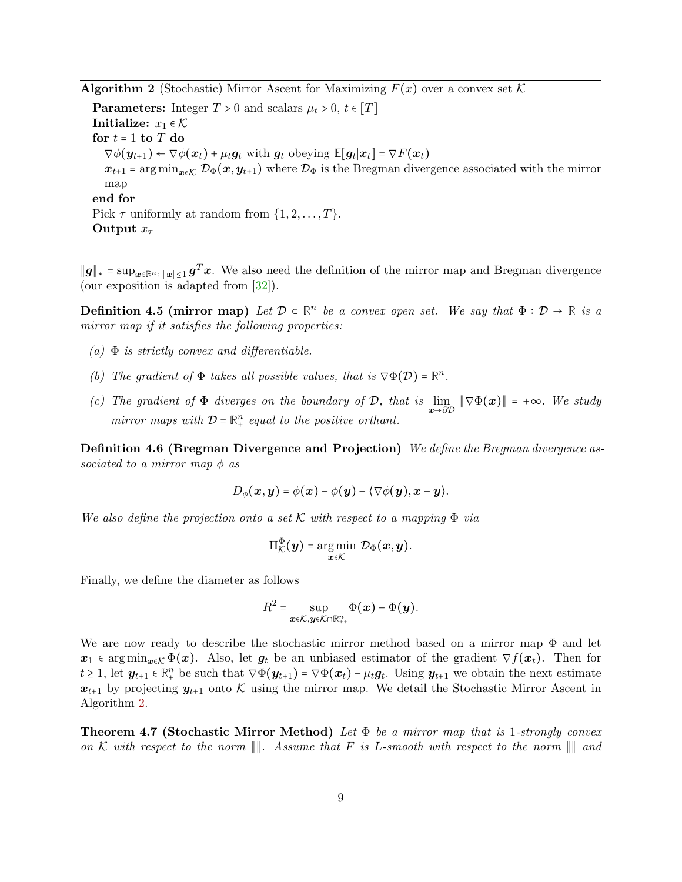**Algorithm 2** (Stochastic) Mirror Ascent for Maximizing $F(x)$ over a convex set $\mathcal{K}$

**Parameters:** Integer $T > 0$ and scalars $\mu_t > 0$, $t \in [T]$
**Initialize:** $x_1 \in \mathcal{K}$
**for** $t = 1$ **to** $T$ **do**
  $\nabla\phi(\boldsymbol{y}_{t+1}) \leftarrow \nabla\phi(\boldsymbol{x}_t) + \mu_t \boldsymbol{g}_t$ with $\boldsymbol{g}_t$ obeying $\mathbb{E}[\boldsymbol{g}_t|\boldsymbol{x}_t] = \nabla F(\boldsymbol{x}_t)$
  $\boldsymbol{x}_{t+1} = \arg\min_{\boldsymbol{x}\in\mathcal{K}} \mathcal{D}_\Phi(\boldsymbol{x}, \boldsymbol{y}_{t+1})$ where $\mathcal{D}_\Phi$ is the Bregman divergence associated with the mirror map
**end for**
Pick $\tau$ uniformly at random from $\{1, 2, \ldots, T\}$.
**Output** $x_\tau$

$\|\boldsymbol{g}\|_* = \sup_{\boldsymbol{x}\in\mathbb{R}^n:\, \|\boldsymbol{x}\|\le 1} \boldsymbol{g}^T\boldsymbol{x}$. We also need the definition of the mirror map and Bregman divergence (our exposition is adapted from [32]).

**Definition 4.5 (mirror map)** *Let $\mathcal{D} \subset \mathbb{R}^n$ be a convex open set. We say that $\Phi : \mathcal{D} \to \mathbb{R}$ is a mirror map if it satisfies the following properties:*

*(a) $\Phi$ is strictly convex and differentiable.*

*(b) The gradient of $\Phi$ takes all possible values, that is $\nabla\Phi(\mathcal{D}) = \mathbb{R}^n$.*

*(c) The gradient of $\Phi$ diverges on the boundary of $\mathcal{D}$, that is $\lim\limits_{\boldsymbol{x}\to\partial\mathcal{D}} \|\nabla\Phi(\boldsymbol{x})\| = +\infty$. We study mirror maps with $\mathcal{D} = \mathbb{R}^n_+$ equal to the positive orthant.*

**Definition 4.6 (Bregman Divergence and Projection)** *We define the Bregman divergence associated to a mirror map $\phi$ as*

$$D_\phi(\boldsymbol{x}, \boldsymbol{y}) = \phi(\boldsymbol{x}) - \phi(\boldsymbol{y}) - \langle\nabla\phi(\boldsymbol{y}), \boldsymbol{x} - \boldsymbol{y}\rangle.$$

*We also define the projection onto a set $\mathcal{K}$ with respect to a mapping $\Phi$ via*

$$\Pi^\Phi_\mathcal{K}(\boldsymbol{y}) = \underset{\boldsymbol{x}\in\mathcal{K}}{\arg\min}\ \mathcal{D}_\Phi(\boldsymbol{x}, \boldsymbol{y}).$$

Finally, we define the diameter as follows

$$R^2 = \sup_{\boldsymbol{x}\in\mathcal{K}, \boldsymbol{y}\in\mathcal{K}\cap\mathbb{R}^n_{++}} \Phi(\boldsymbol{x}) - \Phi(\boldsymbol{y}).$$

We are now ready to describe the stochastic mirror method based on a mirror map $\Phi$ and let $\boldsymbol{x}_1 \in \arg\min_{\boldsymbol{x}\in\mathcal{K}} \Phi(\boldsymbol{x})$. Also, let $\boldsymbol{g}_t$ be an unbiased estimator of the gradient $\nabla f(\boldsymbol{x}_t)$. Then for $t \ge 1$, let $\boldsymbol{y}_{t+1} \in \mathbb{R}^n_+$ be such that $\nabla\Phi(\boldsymbol{y}_{t+1}) = \nabla\Phi(\boldsymbol{x}_t) - \mu_t \boldsymbol{g}_t$. Using $\boldsymbol{y}_{t+1}$ we obtain the next estimate $\boldsymbol{x}_{t+1}$ by projecting $\boldsymbol{y}_{t+1}$ onto $\mathcal{K}$ using the mirror map. We detail the Stochastic Mirror Ascent in Algorithm 2.

**Theorem 4.7 (Stochastic Mirror Method)** *Let $\Phi$ be a mirror map that is 1-strongly convex on $\mathcal{K}$ with respect to the norm $\|\|$. Assume that $F$ is $L$-smooth with respect to the norm $\|\|$ and*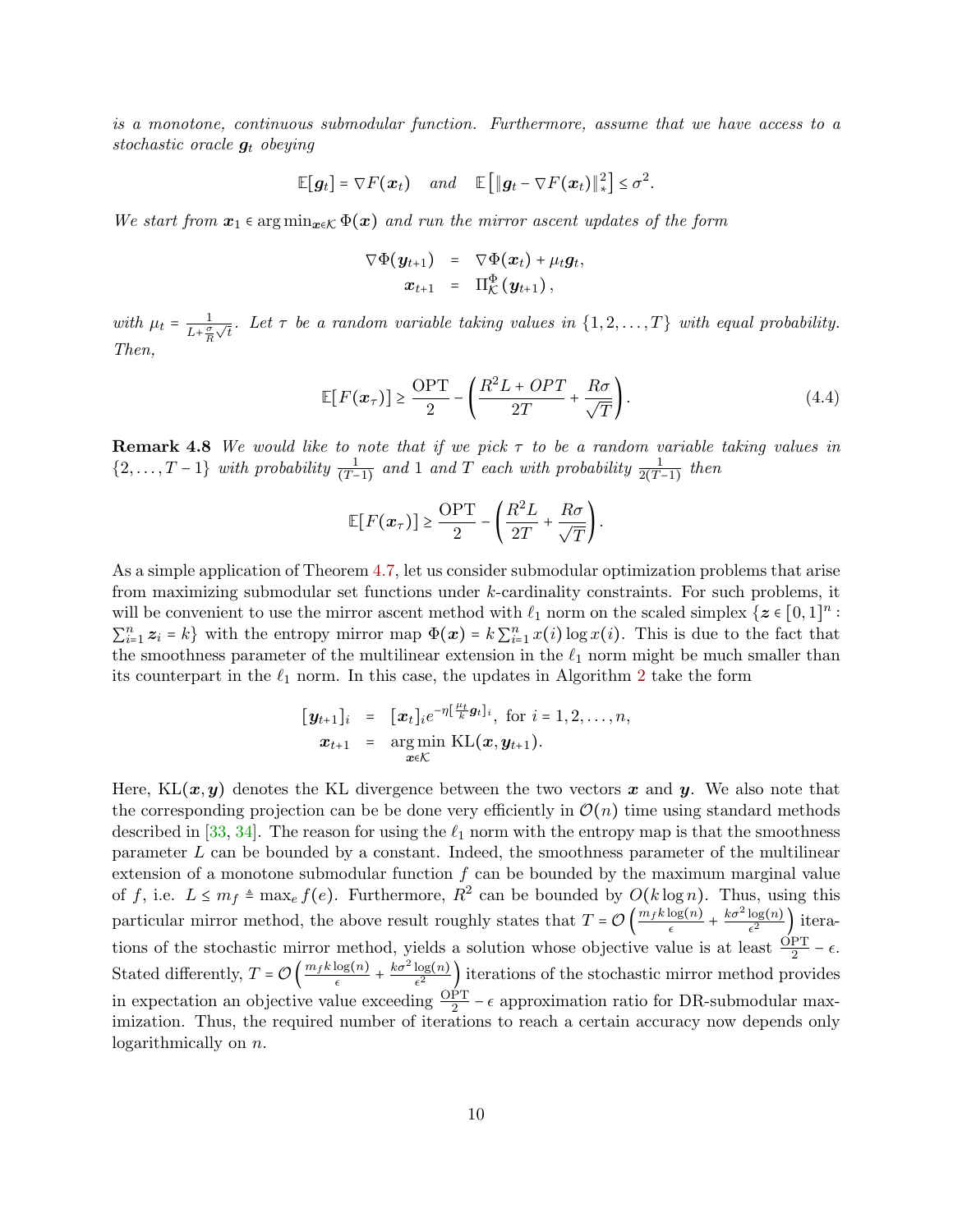*is a monotone, continuous submodular function. Furthermore, assume that we have access to a stochastic oracle* $\boldsymbol{g}_t$ *obeying*

$$\mathbb{E}[\boldsymbol{g}_t] = \nabla F(\boldsymbol{x}_t) \quad \text{and} \quad \mathbb{E}\left[\|\boldsymbol{g}_t - \nabla F(\boldsymbol{x}_t)\|_*^2\right] \le \sigma^2.$$

*We start from* $\boldsymbol{x}_1 \in \arg\min_{\boldsymbol{x}\in\mathcal{K}} \Phi(\boldsymbol{x})$ *and run the mirror ascent updates of the form*

$$\begin{aligned}
\nabla\Phi(\boldsymbol{y}_{t+1}) &= \nabla\Phi(\boldsymbol{x}_t) + \mu_t \boldsymbol{g}_t, \\
\boldsymbol{x}_{t+1} &= \Pi_{\mathcal{K}}^{\Phi}(\boldsymbol{y}_{t+1}),
\end{aligned}$$

*with* $\mu_t = \frac{1}{L + \frac{\sigma}{R}\sqrt{t}}$*. Let* $\tau$ *be a random variable taking values in* $\{1, 2, \ldots, T\}$ *with equal probability. Then,*

$$\mathbb{E}[F(\boldsymbol{x}_\tau)] \ge \frac{\text{OPT}}{2} - \left(\frac{R^2 L + OPT}{2T} + \frac{R\sigma}{\sqrt{T}}\right). \tag{4.4}$$

**Remark 4.8** *We would like to note that if we pick* $\tau$ *to be a random variable taking values in* $\{2, \ldots, T-1\}$ *with probability* $\frac{1}{(T-1)}$ *and* 1 *and* $T$ *each with probability* $\frac{1}{2(T-1)}$ *then*

$$\mathbb{E}[F(\boldsymbol{x}_\tau)] \ge \frac{\text{OPT}}{2} - \left(\frac{R^2 L}{2T} + \frac{R\sigma}{\sqrt{T}}\right).$$

As a simple application of Theorem 4.7, let us consider submodular optimization problems that arise from maximizing submodular set functions under $k$-cardinality constraints. For such problems, it will be convenient to use the mirror ascent method with $\ell_1$ norm on the scaled simplex $\{\boldsymbol{z} \in [0,1]^n : \sum_{i=1}^n \boldsymbol{z}_i = k\}$ with the entropy mirror map $\Phi(\boldsymbol{x}) = k\sum_{i=1}^n x(i)\log x(i)$. This is due to the fact that the smoothness parameter of the multilinear extension in the $\ell_1$ norm might be much smaller than its counterpart in the $\ell_1$ norm. In this case, the updates in Algorithm 2 take the form

$$\begin{aligned}
[\boldsymbol{y}_{t+1}]_i &= [\boldsymbol{x}_t]_i e^{-\eta[\frac{\mu_t}{k}\boldsymbol{g}_t]_i}, \text{ for } i = 1, 2, \ldots, n, \\
\boldsymbol{x}_{t+1} &= \underset{\boldsymbol{x}\in\mathcal{K}}{\arg\min}\ \text{KL}(\boldsymbol{x}, \boldsymbol{y}_{t+1}).
\end{aligned}$$

Here, $\text{KL}(\boldsymbol{x}, \boldsymbol{y})$ denotes the KL divergence between the two vectors $\boldsymbol{x}$ and $\boldsymbol{y}$. We also note that the corresponding projection can be be done very efficiently in $\mathcal{O}(n)$ time using standard methods described in [33, 34]. The reason for using the $\ell_1$ norm with the entropy map is that the smoothness parameter $L$ can be bounded by a constant. Indeed, the smoothness parameter of the multilinear extension of a monotone submodular function $f$ can be bounded by the maximum marginal value of $f$, i.e. $L \le m_f \triangleq \max_e f(e)$. Furthermore, $R^2$ can be bounded by $O(k\log n)$. Thus, using this particular mirror method, the above result roughly states that $T = \mathcal{O}\left(\frac{m_f k\log(n)}{\epsilon} + \frac{k\sigma^2\log(n)}{\epsilon^2}\right)$ iterations of the stochastic mirror method, yields a solution whose objective value is at least $\frac{\text{OPT}}{2} - \epsilon$. Stated differently, $T = \mathcal{O}\left(\frac{m_f k\log(n)}{\epsilon} + \frac{k\sigma^2\log(n)}{\epsilon^2}\right)$ iterations of the stochastic mirror method provides in expectation an objective value exceeding $\frac{\text{OPT}}{2} - \epsilon$ approximation ratio for DR-submodular maximization. Thus, the required number of iterations to reach a certain accuracy now depends only logarithmically on $n$.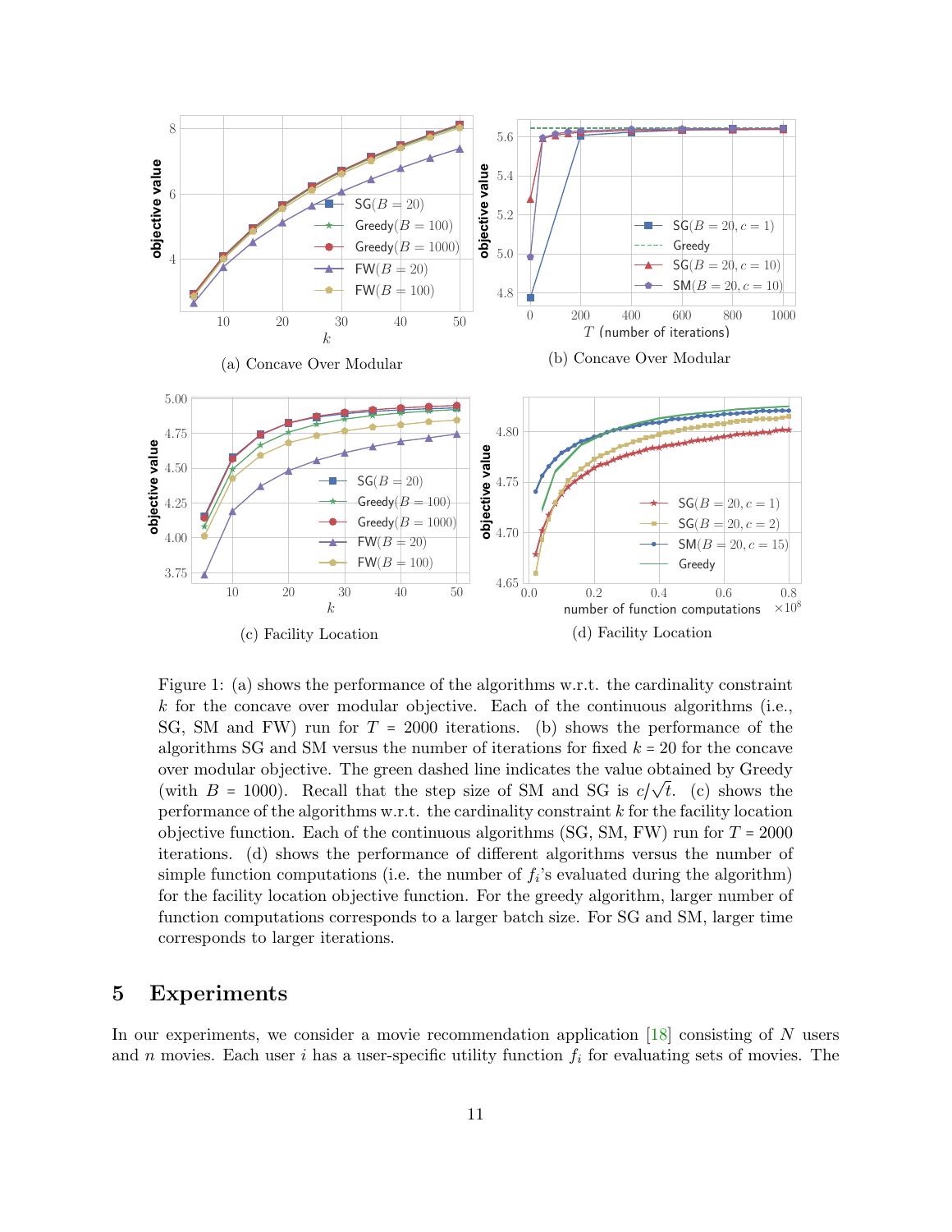(a) Concave Over Modular

(b) Concave Over Modular

(c) Facility Location

(d) Facility Location

Figure 1: (a) shows the performance of the algorithms w.r.t. the cardinality constraint $k$ for the concave over modular objective. Each of the continuous algorithms (i.e., SG, SM and FW) run for $T = 2000$ iterations. (b) shows the performance of the algorithms SG and SM versus the number of iterations for fixed $k = 20$ for the concave over modular objective. The green dashed line indicates the value obtained by Greedy (with $B = 1000$). Recall that the step size of SM and SG is $c/\sqrt{t}$. (c) shows the performance of the algorithms w.r.t. the cardinality constraint $k$ for the facility location objective function. Each of the continuous algorithms (SG, SM, FW) run for $T = 2000$ iterations. (d) shows the performance of different algorithms versus the number of simple function computations (i.e. the number of $f_i$'s evaluated during the algorithm) for the facility location objective function. For the greedy algorithm, larger number of function computations corresponds to a larger batch size. For SG and SM, larger time corresponds to larger iterations.

## 5 Experiments

In our experiments, we consider a movie recommendation application [18] consisting of $N$ users and $n$ movies. Each user $i$ has a user-specific utility function $f_i$ for evaluating sets of movies. The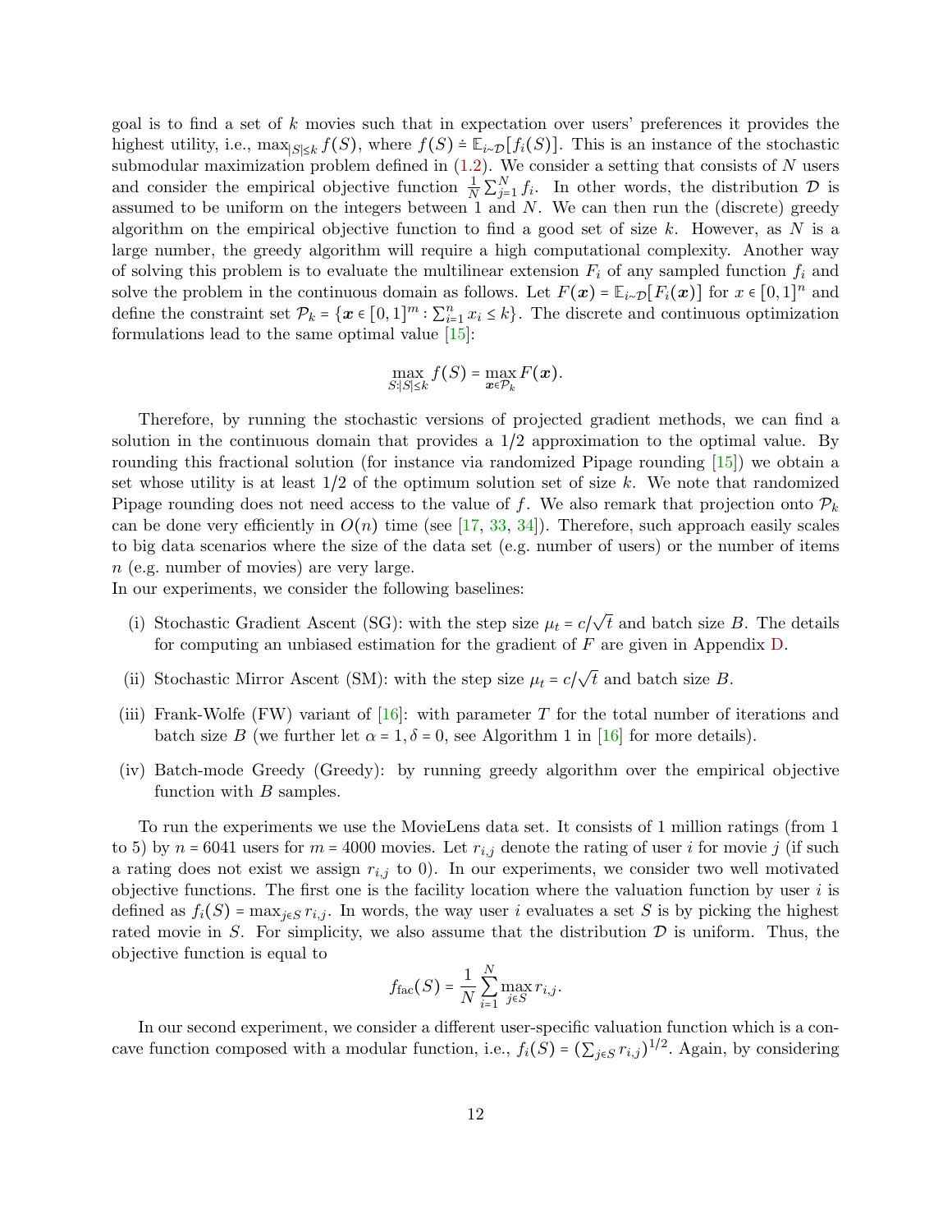goal is to find a set of $k$ movies such that in expectation over users' preferences it provides the highest utility, i.e., $\max_{|S| \le k} f(S)$, where $f(S) \doteq \mathbb{E}_{i \sim \mathcal{D}}[f_i(S)]$. This is an instance of the stochastic submodular maximization problem defined in (1.2). We consider a setting that consists of $N$ users and consider the empirical objective function $\frac{1}{N}\sum_{j=1}^{N} f_i$. In other words, the distribution $\mathcal{D}$ is assumed to be uniform on the integers between 1 and $N$. We can then run the (discrete) greedy algorithm on the empirical objective function to find a good set of size $k$. However, as $N$ is a large number, the greedy algorithm will require a high computational complexity. Another way of solving this problem is to evaluate the multilinear extension $F_i$ of any sampled function $f_i$ and solve the problem in the continuous domain as follows. Let $F(\boldsymbol{x}) = \mathbb{E}_{i \sim \mathcal{D}}[F_i(\boldsymbol{x})]$ for $x \in [0,1]^n$ and define the constraint set $\mathcal{P}_k = \{\boldsymbol{x} \in [0,1]^m : \sum_{i=1}^{n} x_i \le k\}$. The discrete and continuous optimization formulations lead to the same optimal value [15]:

$$\max_{S:|S| \le k} f(S) = \max_{\boldsymbol{x} \in \mathcal{P}_k} F(\boldsymbol{x}).$$

Therefore, by running the stochastic versions of projected gradient methods, we can find a solution in the continuous domain that provides a 1/2 approximation to the optimal value. By rounding this fractional solution (for instance via randomized Pipage rounding [15]) we obtain a set whose utility is at least 1/2 of the optimum solution set of size $k$. We note that randomized Pipage rounding does not need access to the value of $f$. We also remark that projection onto $\mathcal{P}_k$ can be done very efficiently in $O(n)$ time (see [17, 33, 34]). Therefore, such approach easily scales to big data scenarios where the size of the data set (e.g. number of users) or the number of items $n$ (e.g. number of movies) are very large.

In our experiments, we consider the following baselines:

(i) Stochastic Gradient Ascent (SG): with the step size $\mu_t = c/\sqrt{t}$ and batch size $B$. The details for computing an unbiased estimation for the gradient of $F$ are given in Appendix D.

(ii) Stochastic Mirror Ascent (SM): with the step size $\mu_t = c/\sqrt{t}$ and batch size $B$.

(iii) Frank-Wolfe (FW) variant of [16]: with parameter $T$ for the total number of iterations and batch size $B$ (we further let $\alpha = 1, \delta = 0$, see Algorithm 1 in [16] for more details).

(iv) Batch-mode Greedy (Greedy): by running greedy algorithm over the empirical objective function with $B$ samples.

To run the experiments we use the MovieLens data set. It consists of 1 million ratings (from 1 to 5) by $n = 6041$ users for $m = 4000$ movies. Let $r_{i,j}$ denote the rating of user $i$ for movie $j$ (if such a rating does not exist we assign $r_{i,j}$ to 0). In our experiments, we consider two well motivated objective functions. The first one is the facility location where the valuation function by user $i$ is defined as $f_i(S) = \max_{j \in S} r_{i,j}$. In words, the way user $i$ evaluates a set $S$ is by picking the highest rated movie in $S$. For simplicity, we also assume that the distribution $\mathcal{D}$ is uniform. Thus, the objective function is equal to

$$f_{\text{fac}}(S) = \frac{1}{N}\sum_{i=1}^{N} \max_{j \in S} r_{i,j}.$$

In our second experiment, we consider a different user-specific valuation function which is a concave function composed with a modular function, i.e., $f_i(S) = (\sum_{j \in S} r_{i,j})^{1/2}$. Again, by considering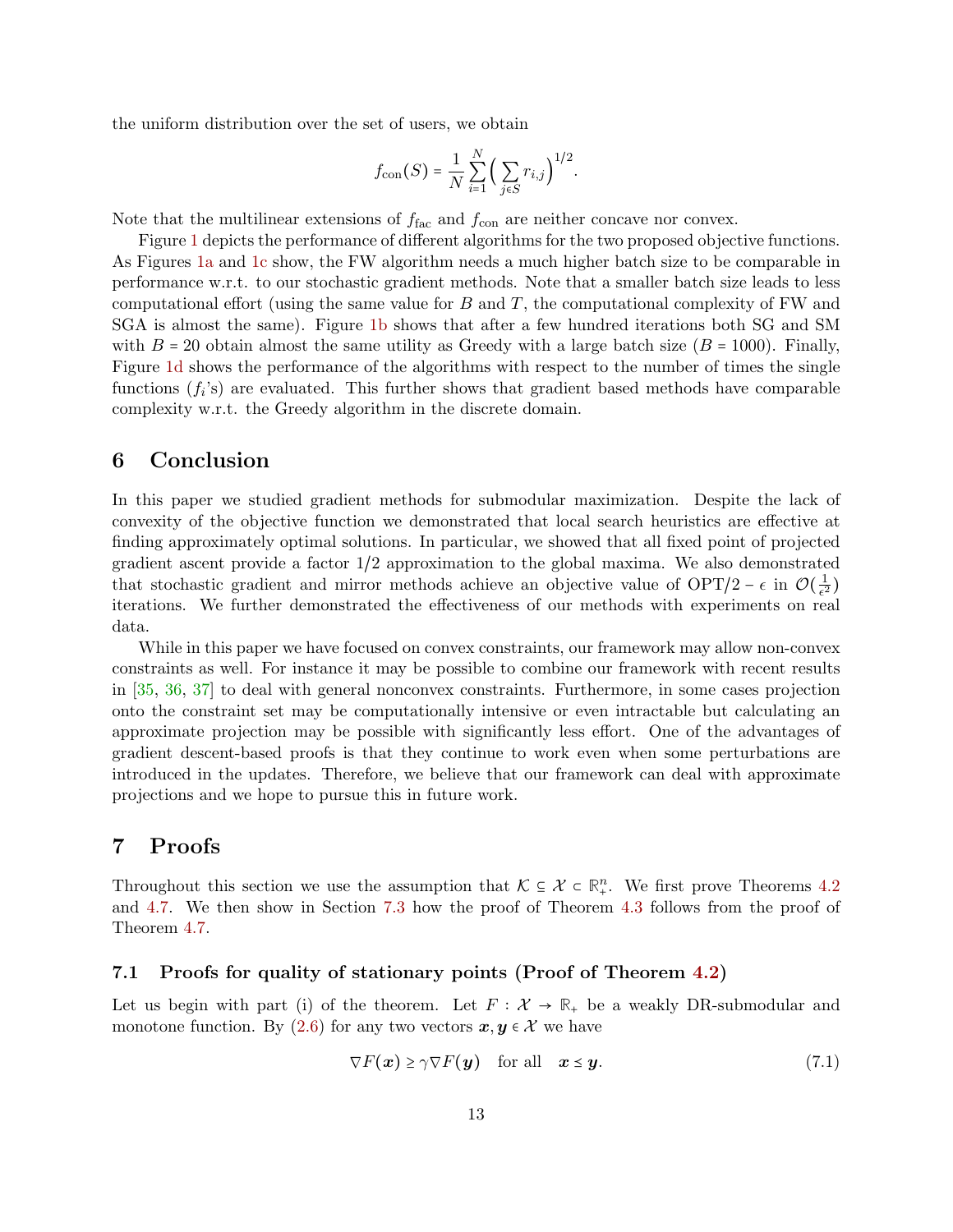the uniform distribution over the set of users, we obtain

$$f_{\text{con}}(S) = \frac{1}{N}\sum_{i=1}^{N}\Big(\sum_{j\in S} r_{i,j}\Big)^{1/2}.$$

Note that the multilinear extensions of $f_{\text{fac}}$ and $f_{\text{con}}$ are neither concave nor convex.

Figure 1 depicts the performance of different algorithms for the two proposed objective functions. As Figures 1a and 1c show, the FW algorithm needs a much higher batch size to be comparable in performance w.r.t. to our stochastic gradient methods. Note that a smaller batch size leads to less computational effort (using the same value for $B$ and $T$, the computational complexity of FW and SGA is almost the same). Figure 1b shows that after a few hundred iterations both SG and SM with $B = 20$ obtain almost the same utility as Greedy with a large batch size ($B = 1000$). Finally, Figure 1d shows the performance of the algorithms with respect to the number of times the single functions ($f_i$'s) are evaluated. This further shows that gradient based methods have comparable complexity w.r.t. the Greedy algorithm in the discrete domain.

## 6 Conclusion

In this paper we studied gradient methods for submodular maximization. Despite the lack of convexity of the objective function we demonstrated that local search heuristics are effective at finding approximately optimal solutions. In particular, we showed that all fixed point of projected gradient ascent provide a factor 1/2 approximation to the global maxima. We also demonstrated that stochastic gradient and mirror methods achieve an objective value of $\text{OPT}/2 - \epsilon$ in $\mathcal{O}(\frac{1}{\epsilon^2})$ iterations. We further demonstrated the effectiveness of our methods with experiments on real data.

While in this paper we have focused on convex constraints, our framework may allow non-convex constraints as well. For instance it may be possible to combine our framework with recent results in [35, 36, 37] to deal with general nonconvex constraints. Furthermore, in some cases projection onto the constraint set may be computationally intensive or even intractable but calculating an approximate projection may be possible with significantly less effort. One of the advantages of gradient descent-based proofs is that they continue to work even when some perturbations are introduced in the updates. Therefore, we believe that our framework can deal with approximate projections and we hope to pursue this in future work.

## 7 Proofs

Throughout this section we use the assumption that $\mathcal{K} \subseteq \mathcal{X} \subset \mathbb{R}_+^n$. We first prove Theorems 4.2 and 4.7. We then show in Section 7.3 how the proof of Theorem 4.3 follows from the proof of Theorem 4.7.

### 7.1 Proofs for quality of stationary points (Proof of Theorem 4.2)

Let us begin with part (i) of the theorem. Let $F : \mathcal{X} \to \mathbb{R}_+$ be a weakly DR-submodular and monotone function. By (2.6) for any two vectors $\boldsymbol{x}, \boldsymbol{y} \in \mathcal{X}$ we have

$$\nabla F(\boldsymbol{x}) \geq \gamma \nabla F(\boldsymbol{y}) \quad \text{for all} \quad \boldsymbol{x} \leq \boldsymbol{y}. \tag{7.1}$$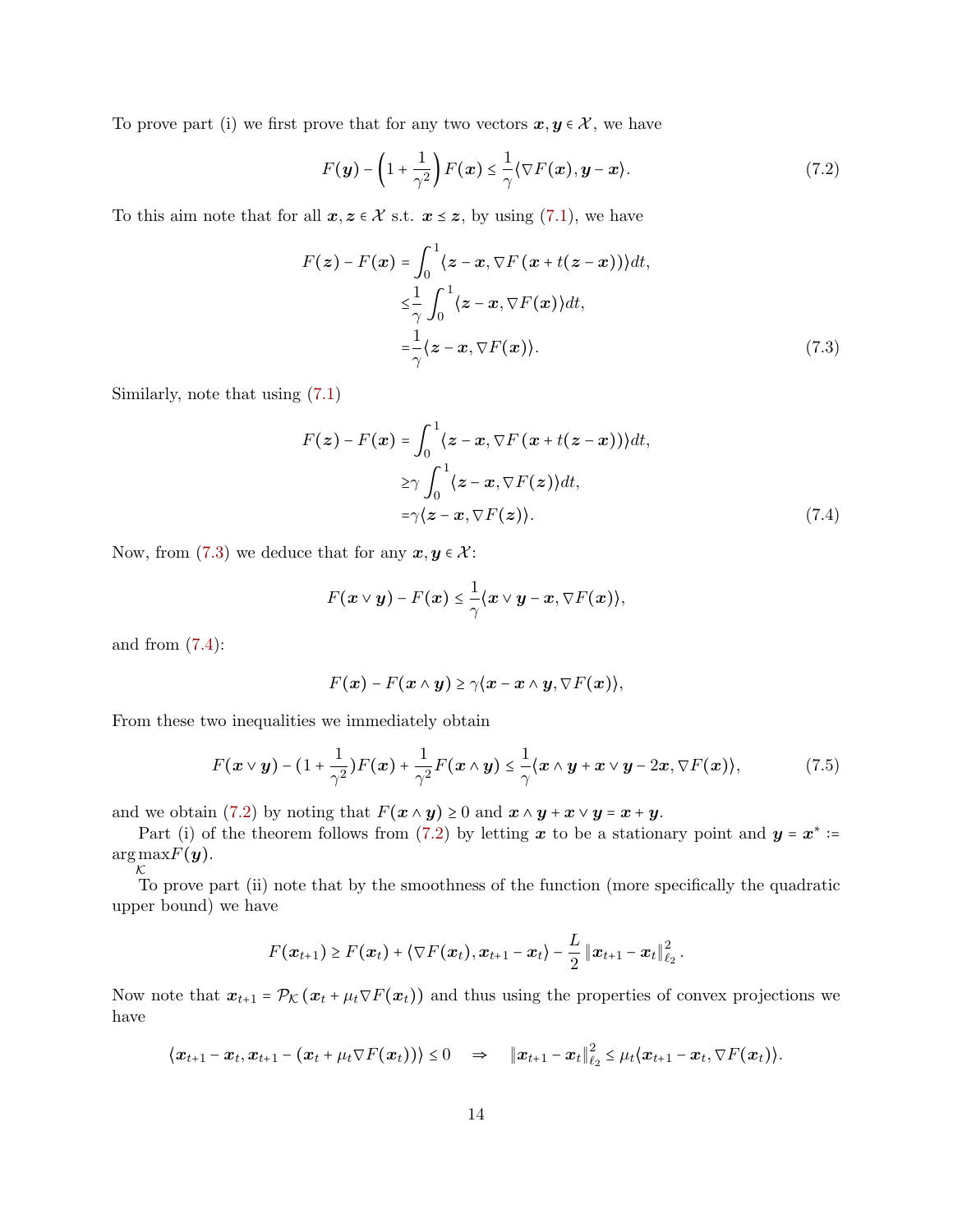To prove part (i) we first prove that for any two vectors $\boldsymbol{x}, \boldsymbol{y} \in \mathcal{X}$, we have

$$F(\boldsymbol{y}) - \left(1 + \frac{1}{\gamma^2}\right) F(\boldsymbol{x}) \leq \frac{1}{\gamma} \langle \nabla F(\boldsymbol{x}), \boldsymbol{y} - \boldsymbol{x} \rangle. \tag{7.2}$$

To this aim note that for all $\boldsymbol{x}, \boldsymbol{z} \in \mathcal{X}$ s.t. $\boldsymbol{x} \leq \boldsymbol{z}$, by using (7.1), we have

$$\begin{aligned} F(\boldsymbol{z}) - F(\boldsymbol{x}) &= \int_0^1 \langle \boldsymbol{z} - \boldsymbol{x}, \nabla F(\boldsymbol{x} + t(\boldsymbol{z} - \boldsymbol{x})) \rangle dt, \\ &\leq \frac{1}{\gamma} \int_0^1 \langle \boldsymbol{z} - \boldsymbol{x}, \nabla F(\boldsymbol{x}) \rangle dt, \\ &= \frac{1}{\gamma} \langle \boldsymbol{z} - \boldsymbol{x}, \nabla F(\boldsymbol{x}) \rangle. \end{aligned} \tag{7.3}$$

Similarly, note that using (7.1)

$$\begin{aligned} F(\boldsymbol{z}) - F(\boldsymbol{x}) &= \int_0^1 \langle \boldsymbol{z} - \boldsymbol{x}, \nabla F(\boldsymbol{x} + t(\boldsymbol{z} - \boldsymbol{x})) \rangle dt, \\ &\geq \gamma \int_0^1 \langle \boldsymbol{z} - \boldsymbol{x}, \nabla F(\boldsymbol{z}) \rangle dt, \\ &= \gamma \langle \boldsymbol{z} - \boldsymbol{x}, \nabla F(\boldsymbol{z}) \rangle. \end{aligned} \tag{7.4}$$

Now, from (7.3) we deduce that for any $\boldsymbol{x}, \boldsymbol{y} \in \mathcal{X}$:

$$F(\boldsymbol{x} \vee \boldsymbol{y}) - F(\boldsymbol{x}) \leq \frac{1}{\gamma} \langle \boldsymbol{x} \vee \boldsymbol{y} - \boldsymbol{x}, \nabla F(\boldsymbol{x}) \rangle,$$

and from (7.4):

$$F(\boldsymbol{x}) - F(\boldsymbol{x} \wedge \boldsymbol{y}) \geq \gamma \langle \boldsymbol{x} - \boldsymbol{x} \wedge \boldsymbol{y}, \nabla F(\boldsymbol{x}) \rangle,$$

From these two inequalities we immediately obtain

$$F(\boldsymbol{x} \vee \boldsymbol{y}) - (1 + \frac{1}{\gamma^2}) F(\boldsymbol{x}) + \frac{1}{\gamma^2} F(\boldsymbol{x} \wedge \boldsymbol{y}) \leq \frac{1}{\gamma} \langle \boldsymbol{x} \wedge \boldsymbol{y} + \boldsymbol{x} \vee \boldsymbol{y} - 2\boldsymbol{x}, \nabla F(\boldsymbol{x}) \rangle, \tag{7.5}$$

and we obtain (7.2) by noting that $F(\boldsymbol{x} \wedge \boldsymbol{y}) \geq 0$ and $\boldsymbol{x} \wedge \boldsymbol{y} + \boldsymbol{x} \vee \boldsymbol{y} = \boldsymbol{x} + \boldsymbol{y}$.

Part (i) of the theorem follows from (7.2) by letting $\boldsymbol{x}$ to be a stationary point and $\boldsymbol{y} = \boldsymbol{x}^* := \arg\max_{\mathcal{K}} F(\boldsymbol{y})$.

To prove part (ii) note that by the smoothness of the function (more specifically the quadratic upper bound) we have

$$F(\boldsymbol{x}_{t+1}) \geq F(\boldsymbol{x}_t) + \langle \nabla F(\boldsymbol{x}_t), \boldsymbol{x}_{t+1} - \boldsymbol{x}_t \rangle - \frac{L}{2} \left\| \boldsymbol{x}_{t+1} - \boldsymbol{x}_t \right\|_{\ell_2}^2.$$

Now note that $\boldsymbol{x}_{t+1} = \mathcal{P}_{\mathcal{K}}(\boldsymbol{x}_t + \mu_t \nabla F(\boldsymbol{x}_t))$ and thus using the properties of convex projections we have

$$\langle \boldsymbol{x}_{t+1} - \boldsymbol{x}_t, \boldsymbol{x}_{t+1} - (\boldsymbol{x}_t + \mu_t \nabla F(\boldsymbol{x}_t)) \rangle \leq 0 \quad \Rightarrow \quad \left\| \boldsymbol{x}_{t+1} - \boldsymbol{x}_t \right\|_{\ell_2}^2 \leq \mu_t \langle \boldsymbol{x}_{t+1} - \boldsymbol{x}_t, \nabla F(\boldsymbol{x}_t) \rangle.$$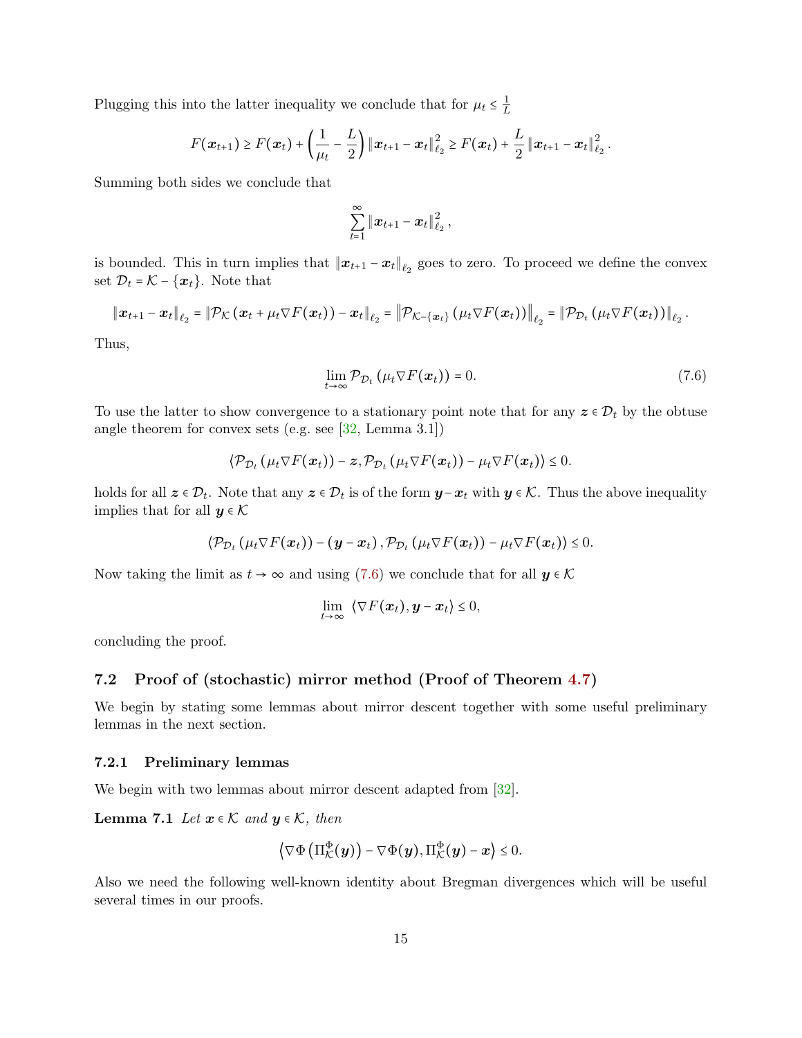Plugging this into the latter inequality we conclude that for $\mu_t \leq \frac{1}{L}$

$$
F(\boldsymbol{x}_{t+1}) \geq F(\boldsymbol{x}_t) + \left(\frac{1}{\mu_t} - \frac{L}{2}\right) \|\boldsymbol{x}_{t+1} - \boldsymbol{x}_t\|_{\ell_2}^2 \geq F(\boldsymbol{x}_t) + \frac{L}{2} \|\boldsymbol{x}_{t+1} - \boldsymbol{x}_t\|_{\ell_2}^2 .
$$

Summing both sides we conclude that

$$
\sum_{t=1}^{\infty} \|\boldsymbol{x}_{t+1} - \boldsymbol{x}_t\|_{\ell_2}^2 ,
$$

is bounded. This in turn implies that $\|\boldsymbol{x}_{t+1} - \boldsymbol{x}_t\|_{\ell_2}$ goes to zero. To proceed we define the convex set $\mathcal{D}_t = \mathcal{K} - \{\boldsymbol{x}_t\}$. Note that

$$
\|\boldsymbol{x}_{t+1} - \boldsymbol{x}_t\|_{\ell_2} = \|\mathcal{P}_{\mathcal{K}}\left(\boldsymbol{x}_t + \mu_t \nabla F(\boldsymbol{x}_t)\right) - \boldsymbol{x}_t\|_{\ell_2} = \left\|\mathcal{P}_{\mathcal{K}-\{\boldsymbol{x}_t\}}\left(\mu_t \nabla F(\boldsymbol{x}_t)\right)\right\|_{\ell_2} = \|\mathcal{P}_{\mathcal{D}_t}\left(\mu_t \nabla F(\boldsymbol{x}_t)\right)\|_{\ell_2} .
$$

Thus,

$$
\lim_{t \to \infty} \mathcal{P}_{\mathcal{D}_t}\left(\mu_t \nabla F(\boldsymbol{x}_t)\right) = 0. \tag{7.6}
$$

To use the latter to show convergence to a stationary point note that for any $\boldsymbol{z} \in \mathcal{D}_t$ by the obtuse angle theorem for convex sets (e.g. see [32, Lemma 3.1])

$$
\langle \mathcal{P}_{\mathcal{D}_t}\left(\mu_t \nabla F(\boldsymbol{x}_t)\right) - \boldsymbol{z}, \mathcal{P}_{\mathcal{D}_t}\left(\mu_t \nabla F(\boldsymbol{x}_t)\right) - \mu_t \nabla F(\boldsymbol{x}_t) \rangle \leq 0.
$$

holds for all $\boldsymbol{z} \in \mathcal{D}_t$. Note that any $\boldsymbol{z} \in \mathcal{D}_t$ is of the form $\boldsymbol{y} - \boldsymbol{x}_t$ with $\boldsymbol{y} \in \mathcal{K}$. Thus the above inequality implies that for all $\boldsymbol{y} \in \mathcal{K}$

$$
\langle \mathcal{P}_{\mathcal{D}_t}\left(\mu_t \nabla F(\boldsymbol{x}_t)\right) - (\boldsymbol{y} - \boldsymbol{x}_t), \mathcal{P}_{\mathcal{D}_t}\left(\mu_t \nabla F(\boldsymbol{x}_t)\right) - \mu_t \nabla F(\boldsymbol{x}_t) \rangle \leq 0.
$$

Now taking the limit as $t \to \infty$ and using (7.6) we conclude that for all $\boldsymbol{y} \in \mathcal{K}$

$$
\lim_{t \to \infty} \langle \nabla F(\boldsymbol{x}_t), \boldsymbol{y} - \boldsymbol{x}_t \rangle \leq 0,
$$

concluding the proof.

## 7.2 Proof of (stochastic) mirror method (Proof of Theorem 4.7)

We begin by stating some lemmas about mirror descent together with some useful preliminary lemmas in the next section.

### 7.2.1 Preliminary lemmas

We begin with two lemmas about mirror descent adapted from [32].

**Lemma 7.1** *Let $\boldsymbol{x} \in \mathcal{K}$ and $\boldsymbol{y} \in \mathcal{K}$, then*

$$
\left\langle \nabla \Phi\left(\Pi_{\mathcal{K}}^{\Phi}(\boldsymbol{y})\right) - \nabla \Phi(\boldsymbol{y}), \Pi_{\mathcal{K}}^{\Phi}(\boldsymbol{y}) - \boldsymbol{x} \right\rangle \leq 0.
$$

Also we need the following well-known identity about Bregman divergences which will be useful several times in our proofs.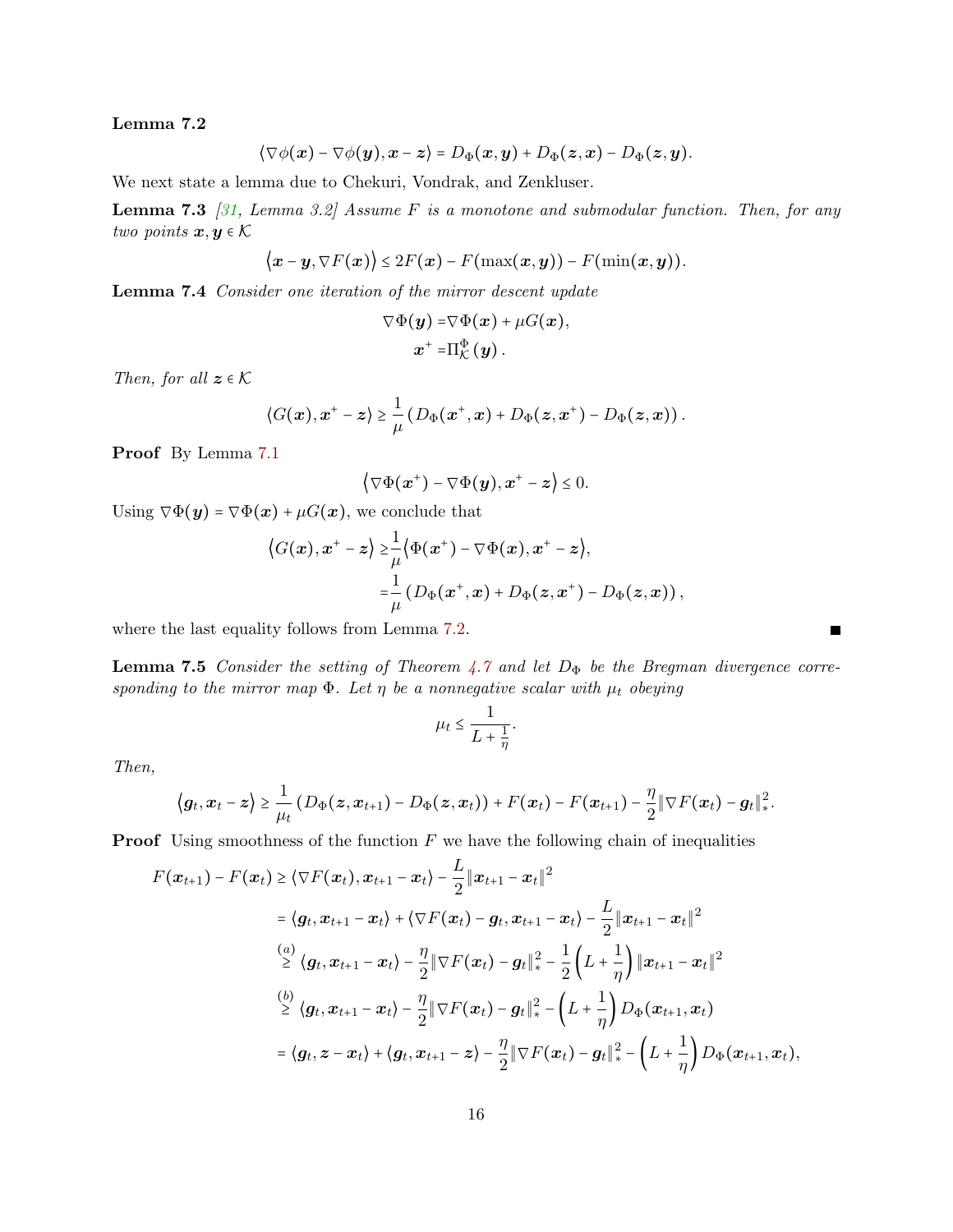**Lemma 7.2**

$$\langle \nabla\phi(\boldsymbol{x}) - \nabla\phi(\boldsymbol{y}), \boldsymbol{x} - \boldsymbol{z}\rangle = D_\Phi(\boldsymbol{x}, \boldsymbol{y}) + D_\Phi(\boldsymbol{z}, \boldsymbol{x}) - D_\Phi(\boldsymbol{z}, \boldsymbol{y}).$$

We next state a lemma due to Chekuri, Vondrak, and Zenkluser.

**Lemma 7.3** *[31, Lemma 3.2] Assume $F$ is a monotone and submodular function. Then, for any two points $\boldsymbol{x}, \boldsymbol{y} \in \mathcal{K}$*

$$\left\langle \boldsymbol{x} - \boldsymbol{y}, \nabla F(\boldsymbol{x})\right\rangle \le 2F(\boldsymbol{x}) - F(\max(\boldsymbol{x}, \boldsymbol{y})) - F(\min(\boldsymbol{x}, \boldsymbol{y})).$$

**Lemma 7.4** *Consider one iteration of the mirror descent update*

$$\begin{aligned}
\nabla\Phi(\boldsymbol{y}) =& \nabla\Phi(\boldsymbol{x}) + \mu G(\boldsymbol{x}),\\
\boldsymbol{x}^+ =& \Pi_{\mathcal{K}}^{\Phi}(\boldsymbol{y})\,.
\end{aligned}$$

*Then, for all $\boldsymbol{z} \in \mathcal{K}$*

$$\langle G(\boldsymbol{x}), \boldsymbol{x}^+ - \boldsymbol{z}\rangle \ge \frac{1}{\mu}\left(D_\Phi(\boldsymbol{x}^+, \boldsymbol{x}) + D_\Phi(\boldsymbol{z}, \boldsymbol{x}^+) - D_\Phi(\boldsymbol{z}, \boldsymbol{x})\right).$$

**Proof** By Lemma 7.1

$$\left\langle \nabla\Phi(\boldsymbol{x}^+) - \nabla\Phi(\boldsymbol{y}), \boldsymbol{x}^+ - \boldsymbol{z}\right\rangle \le 0.$$

Using $\nabla\Phi(\boldsymbol{y}) = \nabla\Phi(\boldsymbol{x}) + \mu G(\boldsymbol{x})$, we conclude that

$$\begin{aligned}
\left\langle G(\boldsymbol{x}), \boldsymbol{x}^+ - \boldsymbol{z}\right\rangle \ge& \frac{1}{\mu}\left\langle \Phi(\boldsymbol{x}^+) - \nabla\Phi(\boldsymbol{x}), \boldsymbol{x}^+ - \boldsymbol{z}\right\rangle,\\
=& \frac{1}{\mu}\left(D_\Phi(\boldsymbol{x}^+, \boldsymbol{x}) + D_\Phi(\boldsymbol{z}, \boldsymbol{x}^+) - D_\Phi(\boldsymbol{z}, \boldsymbol{x})\right),
\end{aligned}$$

where the last equality follows from Lemma 7.2. ∎

**Lemma 7.5** *Consider the setting of Theorem 4.7 and let $D_\Phi$ be the Bregman divergence corresponding to the mirror map $\Phi$. Let $\eta$ be a nonnegative scalar with $\mu_t$ obeying*

$$\mu_t \le \frac{1}{L + \frac{1}{\eta}}.$$

*Then,*

$$\left\langle \boldsymbol{g}_t, \boldsymbol{x}_t - \boldsymbol{z}\right\rangle \ge \frac{1}{\mu_t}\left(D_\Phi(\boldsymbol{z}, \boldsymbol{x}_{t+1}) - D_\Phi(\boldsymbol{z}, \boldsymbol{x}_t)\right) + F(\boldsymbol{x}_t) - F(\boldsymbol{x}_{t+1}) - \frac{\eta}{2}\|\nabla F(\boldsymbol{x}_t) - \boldsymbol{g}_t\|_*^2.$$

**Proof** Using smoothness of the function $F$ we have the following chain of inequalities

$$\begin{aligned}
F(\boldsymbol{x}_{t+1}) - F(\boldsymbol{x}_t) \ge& \langle \nabla F(\boldsymbol{x}_t), \boldsymbol{x}_{t+1} - \boldsymbol{x}_t\rangle - \frac{L}{2}\|\boldsymbol{x}_{t+1} - \boldsymbol{x}_t\|^2\\
=& \langle \boldsymbol{g}_t, \boldsymbol{x}_{t+1} - \boldsymbol{x}_t\rangle + \langle \nabla F(\boldsymbol{x}_t) - \boldsymbol{g}_t, \boldsymbol{x}_{t+1} - \boldsymbol{x}_t\rangle - \frac{L}{2}\|\boldsymbol{x}_{t+1} - \boldsymbol{x}_t\|^2\\
\overset{(a)}{\ge}& \langle \boldsymbol{g}_t, \boldsymbol{x}_{t+1} - \boldsymbol{x}_t\rangle - \frac{\eta}{2}\|\nabla F(\boldsymbol{x}_t) - \boldsymbol{g}_t\|_*^2 - \frac{1}{2}\left(L + \frac{1}{\eta}\right)\|\boldsymbol{x}_{t+1} - \boldsymbol{x}_t\|^2\\
\overset{(b)}{\ge}& \langle \boldsymbol{g}_t, \boldsymbol{x}_{t+1} - \boldsymbol{x}_t\rangle - \frac{\eta}{2}\|\nabla F(\boldsymbol{x}_t) - \boldsymbol{g}_t\|_*^2 - \left(L + \frac{1}{\eta}\right)D_\Phi(\boldsymbol{x}_{t+1}, \boldsymbol{x}_t)\\
=& \langle \boldsymbol{g}_t, \boldsymbol{z} - \boldsymbol{x}_t\rangle + \langle \boldsymbol{g}_t, \boldsymbol{x}_{t+1} - \boldsymbol{z}\rangle - \frac{\eta}{2}\|\nabla F(\boldsymbol{x}_t) - \boldsymbol{g}_t\|_*^2 - \left(L + \frac{1}{\eta}\right)D_\Phi(\boldsymbol{x}_{t+1}, \boldsymbol{x}_t),
\end{aligned}$$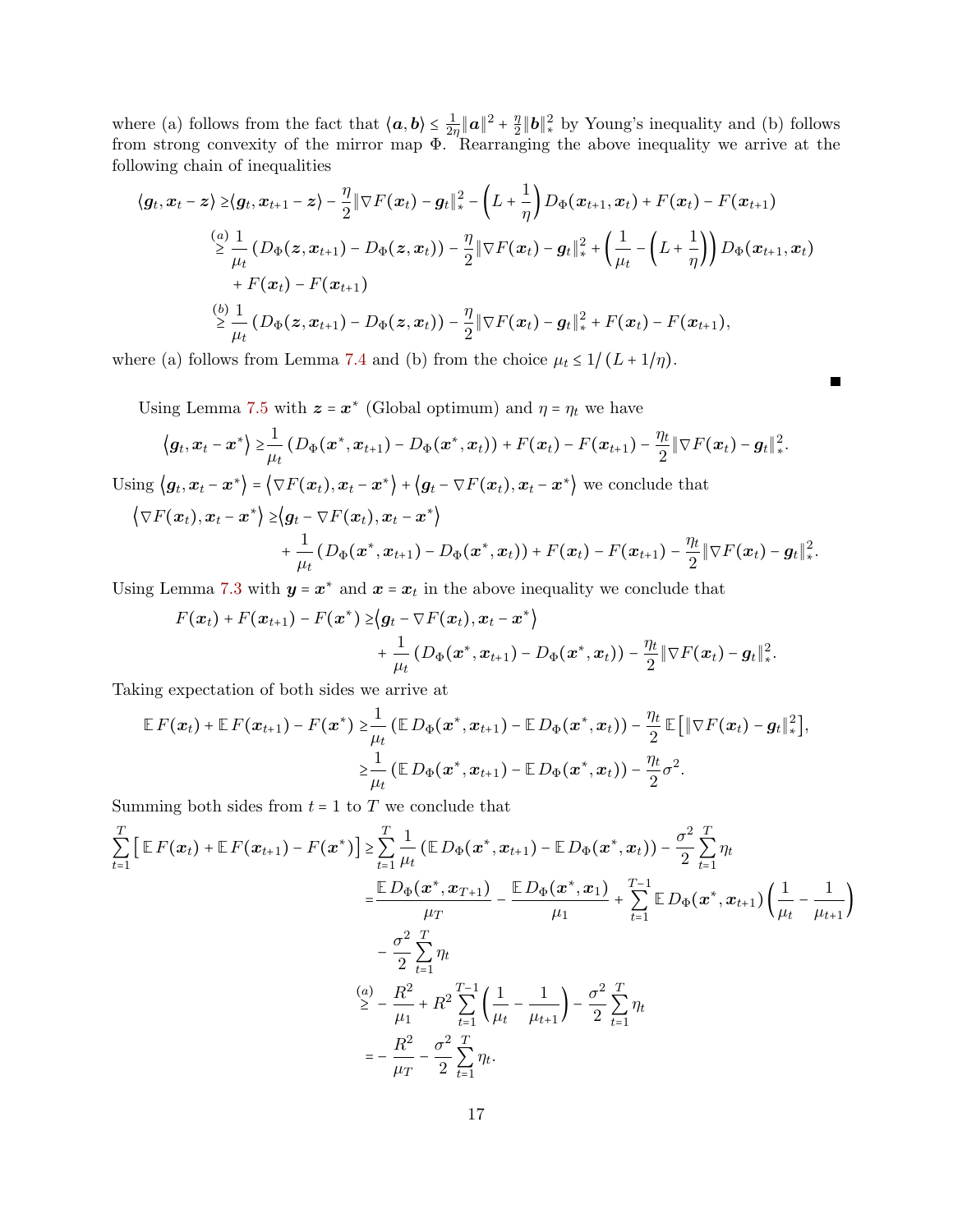where (a) follows from the fact that $\langle \boldsymbol{a}, \boldsymbol{b} \rangle \leq \frac{1}{2\eta}\|\boldsymbol{a}\|^2 + \frac{\eta}{2}\|\boldsymbol{b}\|_*^2$ by Young's inequality and (b) follows from strong convexity of the mirror map $\Phi$. Rearranging the above inequality we arrive at the following chain of inequalities

$$
\begin{aligned}
\langle \boldsymbol{g}_t, \boldsymbol{x}_t - \boldsymbol{z} \rangle \geq & \langle \boldsymbol{g}_t, \boldsymbol{x}_{t+1} - \boldsymbol{z} \rangle - \frac{\eta}{2}\|\nabla F(\boldsymbol{x}_t) - \boldsymbol{g}_t\|_*^2 - \left(L + \frac{1}{\eta}\right) D_\Phi(\boldsymbol{x}_{t+1}, \boldsymbol{x}_t) + F(\boldsymbol{x}_t) - F(\boldsymbol{x}_{t+1}) \\
\overset{(a)}{\geq} & \frac{1}{\mu_t}\left(D_\Phi(\boldsymbol{z}, \boldsymbol{x}_{t+1}) - D_\Phi(\boldsymbol{z}, \boldsymbol{x}_t)\right) - \frac{\eta}{2}\|\nabla F(\boldsymbol{x}_t) - \boldsymbol{g}_t\|_*^2 + \left(\frac{1}{\mu_t} - \left(L + \frac{1}{\eta}\right)\right) D_\Phi(\boldsymbol{x}_{t+1}, \boldsymbol{x}_t) \\
& + F(\boldsymbol{x}_t) - F(\boldsymbol{x}_{t+1}) \\
\overset{(b)}{\geq} & \frac{1}{\mu_t}\left(D_\Phi(\boldsymbol{z}, \boldsymbol{x}_{t+1}) - D_\Phi(\boldsymbol{z}, \boldsymbol{x}_t)\right) - \frac{\eta}{2}\|\nabla F(\boldsymbol{x}_t) - \boldsymbol{g}_t\|_*^2 + F(\boldsymbol{x}_t) - F(\boldsymbol{x}_{t+1}),
\end{aligned}
$$

where (a) follows from Lemma 7.4 and (b) from the choice $\mu_t \leq 1/\left(L + 1/\eta\right)$.

■

Using Lemma 7.5 with $\boldsymbol{z} = \boldsymbol{x}^*$ (Global optimum) and $\eta = \eta_t$ we have

$$
\left\langle \boldsymbol{g}_t, \boldsymbol{x}_t - \boldsymbol{x}^* \right\rangle \geq \frac{1}{\mu_t}\left(D_\Phi(\boldsymbol{x}^*, \boldsymbol{x}_{t+1}) - D_\Phi(\boldsymbol{x}^*, \boldsymbol{x}_t)\right) + F(\boldsymbol{x}_t) - F(\boldsymbol{x}_{t+1}) - \frac{\eta_t}{2}\|\nabla F(\boldsymbol{x}_t) - \boldsymbol{g}_t\|_*^2.
$$

Using $\left\langle \boldsymbol{g}_t, \boldsymbol{x}_t - \boldsymbol{x}^* \right\rangle = \left\langle \nabla F(\boldsymbol{x}_t), \boldsymbol{x}_t - \boldsymbol{x}^* \right\rangle + \left\langle \boldsymbol{g}_t - \nabla F(\boldsymbol{x}_t), \boldsymbol{x}_t - \boldsymbol{x}^* \right\rangle$ we conclude that

$$
\begin{aligned}
\left\langle \nabla F(\boldsymbol{x}_t), \boldsymbol{x}_t - \boldsymbol{x}^* \right\rangle \geq & \left\langle \boldsymbol{g}_t - \nabla F(\boldsymbol{x}_t), \boldsymbol{x}_t - \boldsymbol{x}^* \right\rangle \\
& + \frac{1}{\mu_t}\left(D_\Phi(\boldsymbol{x}^*, \boldsymbol{x}_{t+1}) - D_\Phi(\boldsymbol{x}^*, \boldsymbol{x}_t)\right) + F(\boldsymbol{x}_t) - F(\boldsymbol{x}_{t+1}) - \frac{\eta_t}{2}\|\nabla F(\boldsymbol{x}_t) - \boldsymbol{g}_t\|_*^2.
\end{aligned}
$$

Using Lemma 7.3 with $\boldsymbol{y} = \boldsymbol{x}^*$ and $\boldsymbol{x} = \boldsymbol{x}_t$ in the above inequality we conclude that

$$
\begin{aligned}
F(\boldsymbol{x}_t) + F(\boldsymbol{x}_{t+1}) - F(\boldsymbol{x}^*) \geq & \left\langle \boldsymbol{g}_t - \nabla F(\boldsymbol{x}_t), \boldsymbol{x}_t - \boldsymbol{x}^* \right\rangle \\
& + \frac{1}{\mu_t}\left(D_\Phi(\boldsymbol{x}^*, \boldsymbol{x}_{t+1}) - D_\Phi(\boldsymbol{x}^*, \boldsymbol{x}_t)\right) - \frac{\eta_t}{2}\|\nabla F(\boldsymbol{x}_t) - \boldsymbol{g}_t\|_*^2.
\end{aligned}
$$

Taking expectation of both sides we arrive at

$$
\begin{aligned}
\mathbb{E}\, F(\boldsymbol{x}_t) + \mathbb{E}\, F(\boldsymbol{x}_{t+1}) - F(\boldsymbol{x}^*) \geq & \frac{1}{\mu_t}\left(\mathbb{E}\, D_\Phi(\boldsymbol{x}^*, \boldsymbol{x}_{t+1}) - \mathbb{E}\, D_\Phi(\boldsymbol{x}^*, \boldsymbol{x}_t)\right) - \frac{\eta_t}{2}\,\mathbb{E}\left[\|\nabla F(\boldsymbol{x}_t) - \boldsymbol{g}_t\|_*^2\right], \\
\geq & \frac{1}{\mu_t}\left(\mathbb{E}\, D_\Phi(\boldsymbol{x}^*, \boldsymbol{x}_{t+1}) - \mathbb{E}\, D_\Phi(\boldsymbol{x}^*, \boldsymbol{x}_t)\right) - \frac{\eta_t}{2}\sigma^2.
\end{aligned}
$$

Summing both sides from $t = 1$ to $T$ we conclude that

$$
\begin{aligned}
\sum_{t=1}^{T}\left[\,\mathbb{E}\, F(\boldsymbol{x}_t) + \mathbb{E}\, F(\boldsymbol{x}_{t+1}) - F(\boldsymbol{x}^*)\right] \geq & \sum_{t=1}^{T}\frac{1}{\mu_t}\left(\mathbb{E}\, D_\Phi(\boldsymbol{x}^*, \boldsymbol{x}_{t+1}) - \mathbb{E}\, D_\Phi(\boldsymbol{x}^*, \boldsymbol{x}_t)\right) - \frac{\sigma^2}{2}\sum_{t=1}^{T}\eta_t \\
= & \frac{\mathbb{E}\, D_\Phi(\boldsymbol{x}^*, \boldsymbol{x}_{T+1})}{\mu_T} - \frac{\mathbb{E}\, D_\Phi(\boldsymbol{x}^*, \boldsymbol{x}_1)}{\mu_1} + \sum_{t=1}^{T-1}\mathbb{E}\, D_\Phi(\boldsymbol{x}^*, \boldsymbol{x}_{t+1})\left(\frac{1}{\mu_t} - \frac{1}{\mu_{t+1}}\right) \\
& - \frac{\sigma^2}{2}\sum_{t=1}^{T}\eta_t \\
\overset{(a)}{\geq} & -\frac{R^2}{\mu_1} + R^2\sum_{t=1}^{T-1}\left(\frac{1}{\mu_t} - \frac{1}{\mu_{t+1}}\right) - \frac{\sigma^2}{2}\sum_{t=1}^{T}\eta_t \\
= & -\frac{R^2}{\mu_T} - \frac{\sigma^2}{2}\sum_{t=1}^{T}\eta_t.
\end{aligned}
$$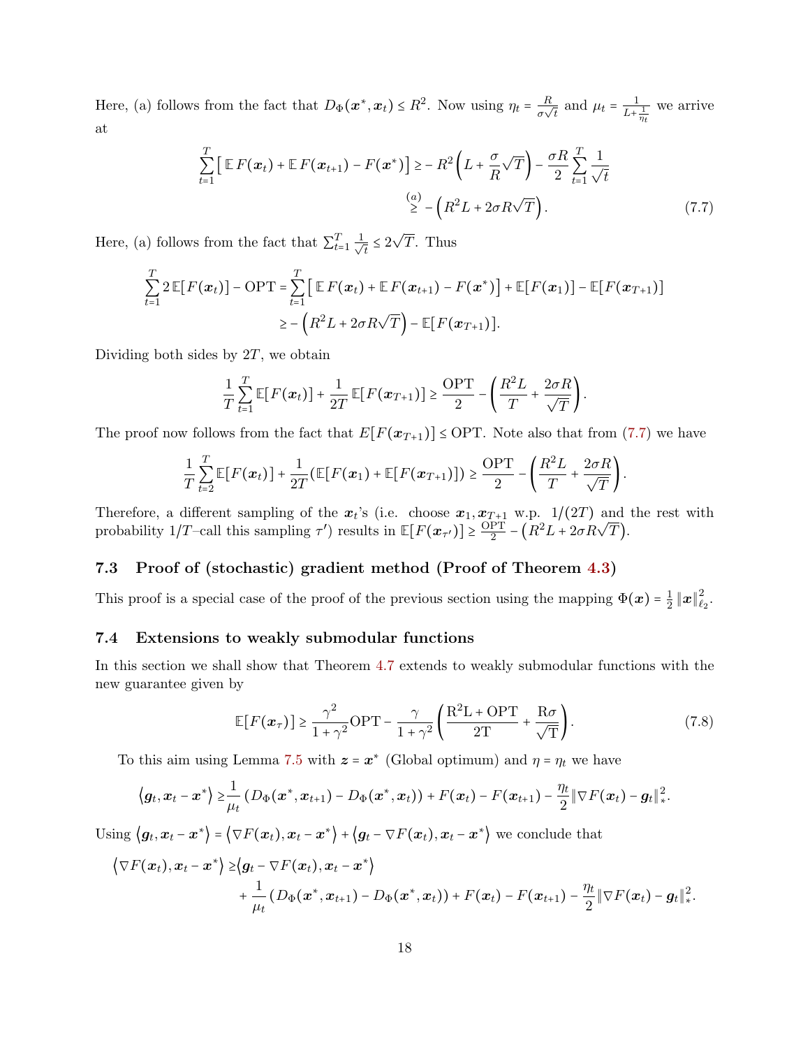Here, (a) follows from the fact that $D_\Phi(\boldsymbol{x}^*, \boldsymbol{x}_t) \le R^2$. Now using $\eta_t = \frac{R}{\sigma\sqrt{t}}$ and $\mu_t = \frac{1}{L + \frac{1}{\eta_t}}$ we arrive at

$$
\begin{aligned}
\sum_{t=1}^{T} \left[ \mathbb{E}\, F(\boldsymbol{x}_t) + \mathbb{E}\, F(\boldsymbol{x}_{t+1}) - F(\boldsymbol{x}^*) \right] &\ge - R^2 \left( L + \frac{\sigma}{R}\sqrt{T} \right) - \frac{\sigma R}{2} \sum_{t=1}^{T} \frac{1}{\sqrt{t}} \\
&\overset{(a)}{\ge} - \left( R^2 L + 2\sigma R \sqrt{T} \right).
\end{aligned} \tag{7.7}
$$

Here, (a) follows from the fact that $\sum_{t=1}^{T} \frac{1}{\sqrt{t}} \le 2\sqrt{T}$. Thus

$$
\begin{aligned}
\sum_{t=1}^{T} 2\,\mathbb{E}[F(\boldsymbol{x}_t)] - \mathrm{OPT} &= \sum_{t=1}^{T} \left[ \mathbb{E}\, F(\boldsymbol{x}_t) + \mathbb{E}\, F(\boldsymbol{x}_{t+1}) - F(\boldsymbol{x}^*) \right] + \mathbb{E}[F(\boldsymbol{x}_1)] - \mathbb{E}[F(\boldsymbol{x}_{T+1})] \\
&\ge - \left( R^2 L + 2\sigma R\sqrt{T} \right) - \mathbb{E}[F(\boldsymbol{x}_{T+1})].
\end{aligned}
$$

Dividing both sides by $2T$, we obtain

$$
\frac{1}{T} \sum_{t=1}^{T} \mathbb{E}[F(\boldsymbol{x}_t)] + \frac{1}{2T}\, \mathbb{E}[F(\boldsymbol{x}_{T+1})] \ge \frac{\mathrm{OPT}}{2} - \left( \frac{R^2 L}{T} + \frac{2\sigma R}{\sqrt{T}} \right).
$$

The proof now follows from the fact that $E[F(\boldsymbol{x}_{T+1})] \le \mathrm{OPT}$. Note also that from (7.7) we have

$$
\frac{1}{T} \sum_{t=2}^{T} \mathbb{E}[F(\boldsymbol{x}_t)] + \frac{1}{2T} \left( \mathbb{E}[F(\boldsymbol{x}_1) + \mathbb{E}[F(\boldsymbol{x}_{T+1})] \right) \ge \frac{\mathrm{OPT}}{2} - \left( \frac{R^2 L}{T} + \frac{2\sigma R}{\sqrt{T}} \right).
$$

Therefore, a different sampling of the $\boldsymbol{x}_t$'s (i.e. choose $\boldsymbol{x}_1, \boldsymbol{x}_{T+1}$ w.p. $1/(2T)$ and the rest with probability $1/T$–call this sampling $\tau'$) results in $\mathbb{E}[F(\boldsymbol{x}_{\tau'})] \ge \frac{\mathrm{OPT}}{2} - \left( R^2 L + 2\sigma R\sqrt{T} \right)$.

### 7.3 Proof of (stochastic) gradient method (Proof of Theorem 4.3)

This proof is a special case of the proof of the previous section using the mapping $\Phi(\boldsymbol{x}) = \frac{1}{2}\left\| \boldsymbol{x} \right\|_{\ell_2}^2$.

### 7.4 Extensions to weakly submodular functions

In this section we shall show that Theorem 4.7 extends to weakly submodular functions with the new guarantee given by

$$
\mathbb{E}[F(\boldsymbol{x}_\tau)] \ge \frac{\gamma^2}{1+\gamma^2}\mathrm{OPT} - \frac{\gamma}{1+\gamma^2} \left( \frac{\mathrm{R^2 L + OPT}}{\mathrm{2T}} + \frac{\mathrm{R}\sigma}{\sqrt{\mathrm{T}}} \right). \tag{7.8}
$$

To this aim using Lemma 7.5 with $\boldsymbol{z} = \boldsymbol{x}^*$ (Global optimum) and $\eta = \eta_t$ we have

$$
\left\langle \boldsymbol{g}_t, \boldsymbol{x}_t - \boldsymbol{x}^* \right\rangle \ge \frac{1}{\mu_t} \left( D_\Phi(\boldsymbol{x}^*, \boldsymbol{x}_{t+1}) - D_\Phi(\boldsymbol{x}^*, \boldsymbol{x}_t) \right) + F(\boldsymbol{x}_t) - F(\boldsymbol{x}_{t+1}) - \frac{\eta_t}{2} \left\| \nabla F(\boldsymbol{x}_t) - \boldsymbol{g}_t \right\|_*^2.
$$

Using $\left\langle \boldsymbol{g}_t, \boldsymbol{x}_t - \boldsymbol{x}^* \right\rangle = \left\langle \nabla F(\boldsymbol{x}_t), \boldsymbol{x}_t - \boldsymbol{x}^* \right\rangle + \left\langle \boldsymbol{g}_t - \nabla F(\boldsymbol{x}_t), \boldsymbol{x}_t - \boldsymbol{x}^* \right\rangle$ we conclude that

$$
\begin{aligned}
\left\langle \nabla F(\boldsymbol{x}_t), \boldsymbol{x}_t - \boldsymbol{x}^* \right\rangle \ge & \left\langle \boldsymbol{g}_t - \nabla F(\boldsymbol{x}_t), \boldsymbol{x}_t - \boldsymbol{x}^* \right\rangle \\
& + \frac{1}{\mu_t} \left( D_\Phi(\boldsymbol{x}^*, \boldsymbol{x}_{t+1}) - D_\Phi(\boldsymbol{x}^*, \boldsymbol{x}_t) \right) + F(\boldsymbol{x}_t) - F(\boldsymbol{x}_{t+1}) - \frac{\eta_t}{2} \left\| \nabla F(\boldsymbol{x}_t) - \boldsymbol{g}_t \right\|_*^2.
\end{aligned}
$$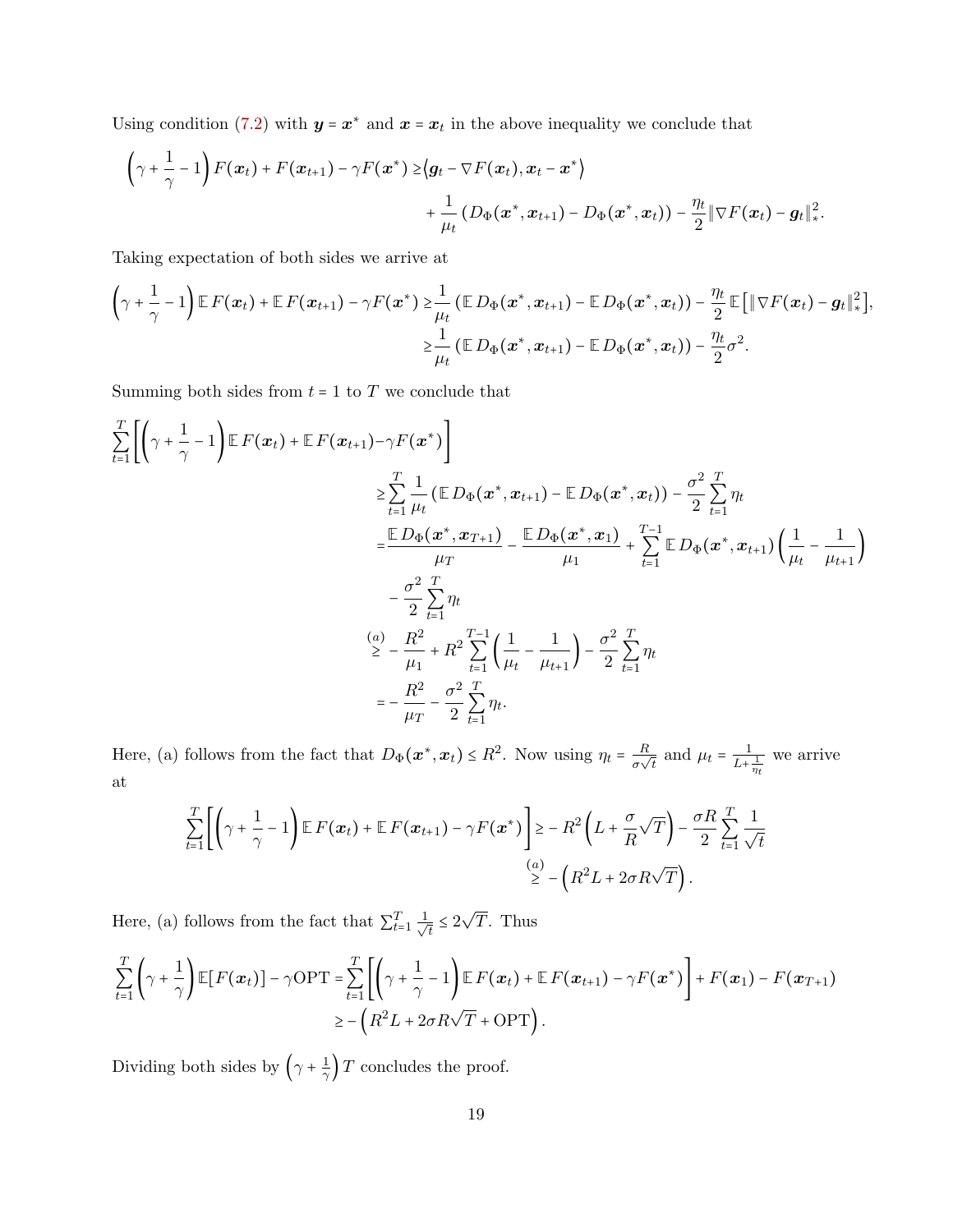Using condition (7.2) with $\boldsymbol{y} = \boldsymbol{x}^*$ and $\boldsymbol{x} = \boldsymbol{x}_t$ in the above inequality we conclude that

$$
\begin{aligned}
\left(\gamma + \frac{1}{\gamma} - 1\right) F(\boldsymbol{x}_t) + F(\boldsymbol{x}_{t+1}) - \gamma F(\boldsymbol{x}^*) \geq & \langle \boldsymbol{g}_t - \nabla F(\boldsymbol{x}_t), \boldsymbol{x}_t - \boldsymbol{x}^* \rangle \\
& + \frac{1}{\mu_t}\left(D_\Phi(\boldsymbol{x}^*, \boldsymbol{x}_{t+1}) - D_\Phi(\boldsymbol{x}^*, \boldsymbol{x}_t)\right) - \frac{\eta_t}{2}\|\nabla F(\boldsymbol{x}_t) - \boldsymbol{g}_t\|_*^2.
\end{aligned}
$$

Taking expectation of both sides we arrive at

$$
\begin{aligned}
\left(\gamma + \frac{1}{\gamma} - 1\right)\mathbb{E}\, F(\boldsymbol{x}_t) + \mathbb{E}\, F(\boldsymbol{x}_{t+1}) - \gamma F(\boldsymbol{x}^*) \geq & \frac{1}{\mu_t}\left(\mathbb{E}\, D_\Phi(\boldsymbol{x}^*, \boldsymbol{x}_{t+1}) - \mathbb{E}\, D_\Phi(\boldsymbol{x}^*, \boldsymbol{x}_t)\right) - \frac{\eta_t}{2}\mathbb{E}\left[\|\nabla F(\boldsymbol{x}_t) - \boldsymbol{g}_t\|_*^2\right], \\
\geq & \frac{1}{\mu_t}\left(\mathbb{E}\, D_\Phi(\boldsymbol{x}^*, \boldsymbol{x}_{t+1}) - \mathbb{E}\, D_\Phi(\boldsymbol{x}^*, \boldsymbol{x}_t)\right) - \frac{\eta_t}{2}\sigma^2.
\end{aligned}
$$

Summing both sides from $t = 1$ to $T$ we conclude that

$$
\begin{aligned}
\sum_{t=1}^T \left[\left(\gamma + \frac{1}{\gamma} - 1\right)\mathbb{E}\, F(\boldsymbol{x}_t) + \mathbb{E}\, F(\boldsymbol{x}_{t+1}) - \gamma F(\boldsymbol{x}^*)\right] & \\
\geq & \sum_{t=1}^T \frac{1}{\mu_t}\left(\mathbb{E}\, D_\Phi(\boldsymbol{x}^*, \boldsymbol{x}_{t+1}) - \mathbb{E}\, D_\Phi(\boldsymbol{x}^*, \boldsymbol{x}_t)\right) - \frac{\sigma^2}{2}\sum_{t=1}^T \eta_t \\
= & \frac{\mathbb{E}\, D_\Phi(\boldsymbol{x}^*, \boldsymbol{x}_{T+1})}{\mu_T} - \frac{\mathbb{E}\, D_\Phi(\boldsymbol{x}^*, \boldsymbol{x}_1)}{\mu_1} + \sum_{t=1}^{T-1}\mathbb{E}\, D_\Phi(\boldsymbol{x}^*, \boldsymbol{x}_{t+1})\left(\frac{1}{\mu_t} - \frac{1}{\mu_{t+1}}\right) \\
& - \frac{\sigma^2}{2}\sum_{t=1}^T \eta_t \\
\overset{(a)}{\geq} & -\frac{R^2}{\mu_1} + R^2\sum_{t=1}^{T-1}\left(\frac{1}{\mu_t} - \frac{1}{\mu_{t+1}}\right) - \frac{\sigma^2}{2}\sum_{t=1}^T \eta_t \\
= & -\frac{R^2}{\mu_T} - \frac{\sigma^2}{2}\sum_{t=1}^T \eta_t.
\end{aligned}
$$

Here, (a) follows from the fact that $D_\Phi(\boldsymbol{x}^*, \boldsymbol{x}_t) \leq R^2$. Now using $\eta_t = \frac{R}{\sigma\sqrt{t}}$ and $\mu_t = \frac{1}{L + \frac{1}{\eta_t}}$ we arrive at

$$
\begin{aligned}
\sum_{t=1}^T \left[\left(\gamma + \frac{1}{\gamma} - 1\right)\mathbb{E}\, F(\boldsymbol{x}_t) + \mathbb{E}\, F(\boldsymbol{x}_{t+1}) - \gamma F(\boldsymbol{x}^*)\right] \geq & -R^2\left(L + \frac{\sigma}{R}\sqrt{T}\right) - \frac{\sigma R}{2}\sum_{t=1}^T \frac{1}{\sqrt{t}} \\
\overset{(a)}{\geq} & -\left(R^2 L + 2\sigma R\sqrt{T}\right).
\end{aligned}
$$

Here, (a) follows from the fact that $\sum_{t=1}^T \frac{1}{\sqrt{t}} \leq 2\sqrt{T}$. Thus

$$
\begin{aligned}
\sum_{t=1}^T \left(\gamma + \frac{1}{\gamma}\right)\mathbb{E}[F(\boldsymbol{x}_t)] - \gamma \mathrm{OPT} = & \sum_{t=1}^T \left[\left(\gamma + \frac{1}{\gamma} - 1\right)\mathbb{E}\, F(\boldsymbol{x}_t) + \mathbb{E}\, F(\boldsymbol{x}_{t+1}) - \gamma F(\boldsymbol{x}^*)\right] + F(\boldsymbol{x}_1) - F(\boldsymbol{x}_{T+1}) \\
\geq & -\left(R^2 L + 2\sigma R\sqrt{T} + \mathrm{OPT}\right).
\end{aligned}
$$

Dividing both sides by $\left(\gamma + \frac{1}{\gamma}\right)T$ concludes the proof.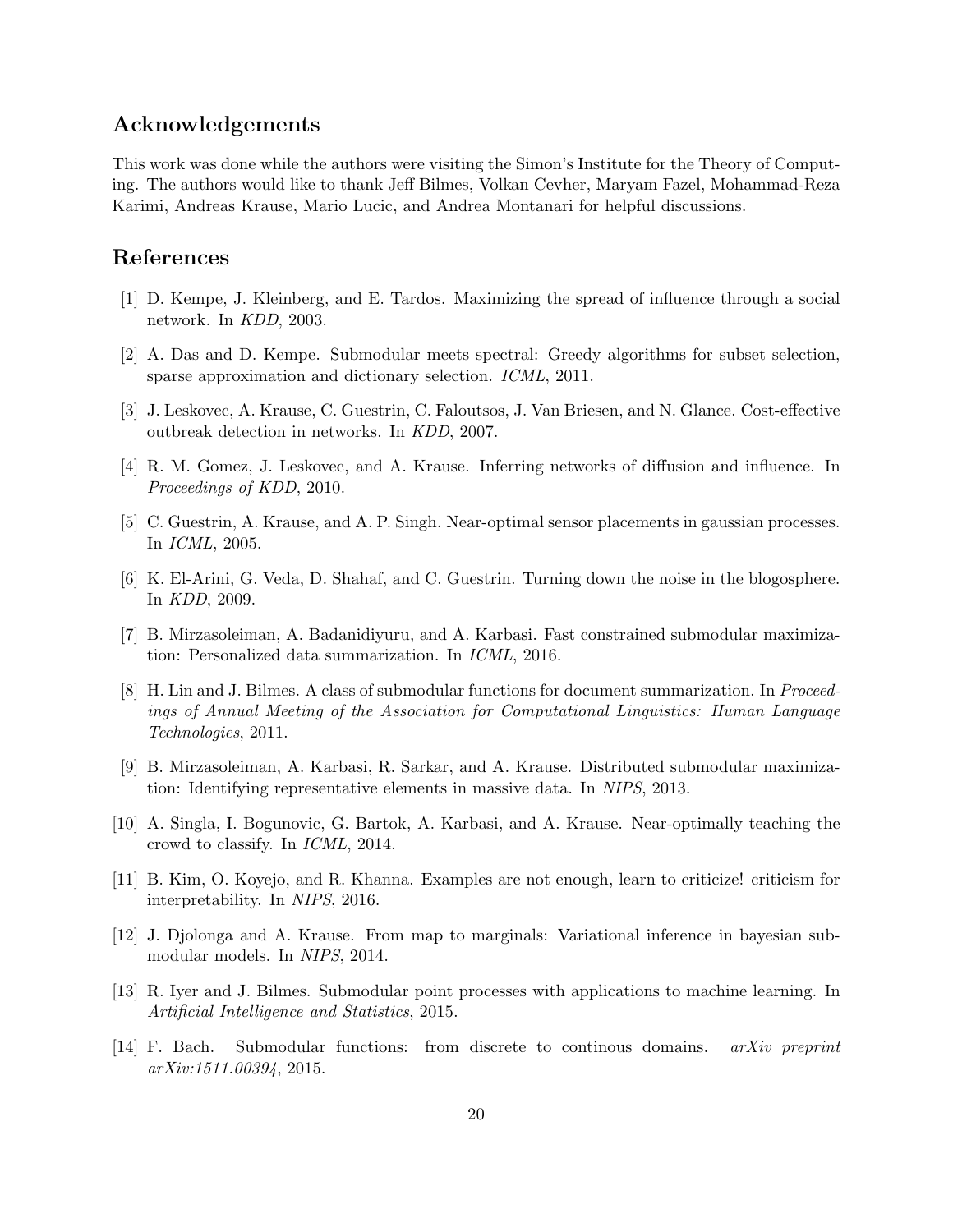## Acknowledgements

This work was done while the authors were visiting the Simon's Institute for the Theory of Computing. The authors would like to thank Jeff Bilmes, Volkan Cevher, Maryam Fazel, Mohammad-Reza Karimi, Andreas Krause, Mario Lucic, and Andrea Montanari for helpful discussions.

## References

[1] D. Kempe, J. Kleinberg, and E. Tardos. Maximizing the spread of influence through a social network. In *KDD*, 2003.

[2] A. Das and D. Kempe. Submodular meets spectral: Greedy algorithms for subset selection, sparse approximation and dictionary selection. *ICML*, 2011.

[3] J. Leskovec, A. Krause, C. Guestrin, C. Faloutsos, J. Van Briesen, and N. Glance. Cost-effective outbreak detection in networks. In *KDD*, 2007.

[4] R. M. Gomez, J. Leskovec, and A. Krause. Inferring networks of diffusion and influence. In *Proceedings of KDD*, 2010.

[5] C. Guestrin, A. Krause, and A. P. Singh. Near-optimal sensor placements in gaussian processes. In *ICML*, 2005.

[6] K. El-Arini, G. Veda, D. Shahaf, and C. Guestrin. Turning down the noise in the blogosphere. In *KDD*, 2009.

[7] B. Mirzasoleiman, A. Badanidiyuru, and A. Karbasi. Fast constrained submodular maximization: Personalized data summarization. In *ICML*, 2016.

[8] H. Lin and J. Bilmes. A class of submodular functions for document summarization. In *Proceedings of Annual Meeting of the Association for Computational Linguistics: Human Language Technologies*, 2011.

[9] B. Mirzasoleiman, A. Karbasi, R. Sarkar, and A. Krause. Distributed submodular maximization: Identifying representative elements in massive data. In *NIPS*, 2013.

[10] A. Singla, I. Bogunovic, G. Bartok, A. Karbasi, and A. Krause. Near-optimally teaching the crowd to classify. In *ICML*, 2014.

[11] B. Kim, O. Koyejo, and R. Khanna. Examples are not enough, learn to criticize! criticism for interpretability. In *NIPS*, 2016.

[12] J. Djolonga and A. Krause. From map to marginals: Variational inference in bayesian submodular models. In *NIPS*, 2014.

[13] R. Iyer and J. Bilmes. Submodular point processes with applications to machine learning. In *Artificial Intelligence and Statistics*, 2015.

[14] F. Bach. Submodular functions: from discrete to continous domains. *arXiv preprint arXiv:1511.00394*, 2015.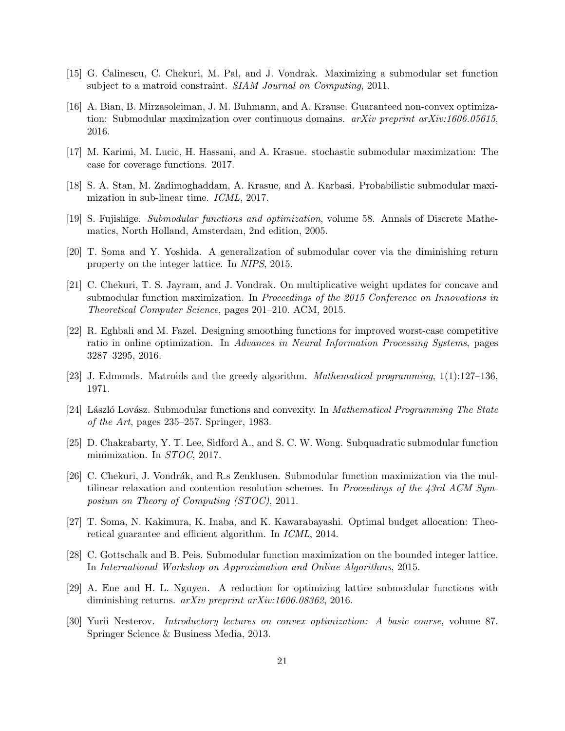[15] G. Calinescu, C. Chekuri, M. Pal, and J. Vondrak. Maximizing a submodular set function subject to a matroid constraint. *SIAM Journal on Computing*, 2011.

[16] A. Bian, B. Mirzasoleiman, J. M. Buhmann, and A. Krause. Guaranteed non-convex optimization: Submodular maximization over continuous domains. *arXiv preprint arXiv:1606.05615*, 2016.

[17] M. Karimi, M. Lucic, H. Hassani, and A. Krasue. stochastic submodular maximization: The case for coverage functions. 2017.

[18] S. A. Stan, M. Zadimoghaddam, A. Krasue, and A. Karbasi. Probabilistic submodular maximization in sub-linear time. *ICML*, 2017.

[19] S. Fujishige. *Submodular functions and optimization*, volume 58. Annals of Discrete Mathematics, North Holland, Amsterdam, 2nd edition, 2005.

[20] T. Soma and Y. Yoshida. A generalization of submodular cover via the diminishing return property on the integer lattice. In *NIPS*, 2015.

[21] C. Chekuri, T. S. Jayram, and J. Vondrak. On multiplicative weight updates for concave and submodular function maximization. In *Proceedings of the 2015 Conference on Innovations in Theoretical Computer Science*, pages 201–210. ACM, 2015.

[22] R. Eghbali and M. Fazel. Designing smoothing functions for improved worst-case competitive ratio in online optimization. In *Advances in Neural Information Processing Systems*, pages 3287–3295, 2016.

[23] J. Edmonds. Matroids and the greedy algorithm. *Mathematical programming*, 1(1):127–136, 1971.

[24] László Lovász. Submodular functions and convexity. In *Mathematical Programming The State of the Art*, pages 235–257. Springer, 1983.

[25] D. Chakrabarty, Y. T. Lee, Sidford A., and S. C. W. Wong. Subquadratic submodular function minimization. In *STOC*, 2017.

[26] C. Chekuri, J. Vondrák, and R.s Zenklusen. Submodular function maximization via the multilinear relaxation and contention resolution schemes. In *Proceedings of the 43rd ACM Symposium on Theory of Computing (STOC)*, 2011.

[27] T. Soma, N. Kakimura, K. Inaba, and K. Kawarabayashi. Optimal budget allocation: Theoretical guarantee and efficient algorithm. In *ICML*, 2014.

[28] C. Gottschalk and B. Peis. Submodular function maximization on the bounded integer lattice. In *International Workshop on Approximation and Online Algorithms*, 2015.

[29] A. Ene and H. L. Nguyen. A reduction for optimizing lattice submodular functions with diminishing returns. *arXiv preprint arXiv:1606.08362*, 2016.

[30] Yurii Nesterov. *Introductory lectures on convex optimization: A basic course*, volume 87. Springer Science & Business Media, 2013.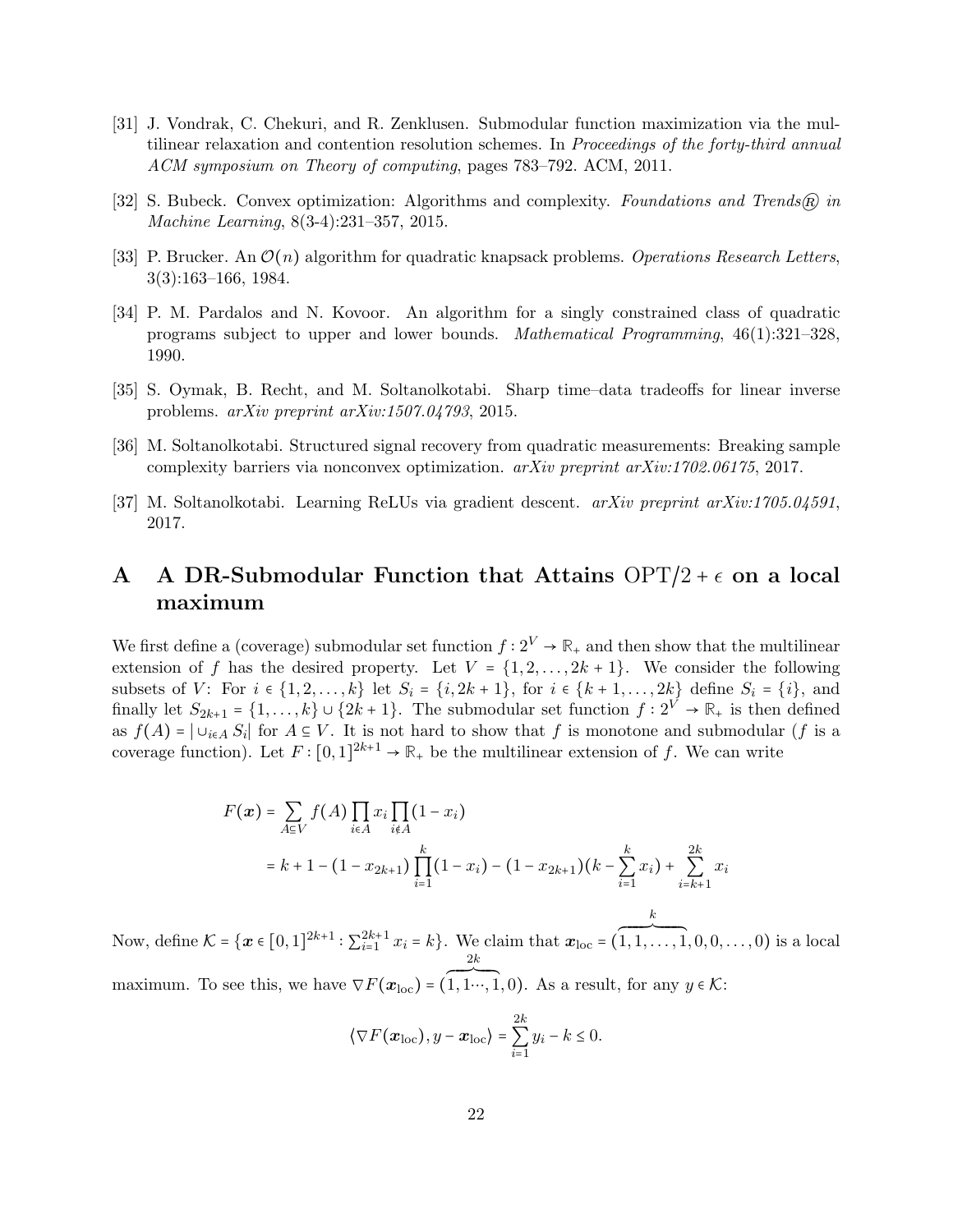[31] J. Vondrak, C. Chekuri, and R. Zenklusen. Submodular function maximization via the multilinear relaxation and contention resolution schemes. In *Proceedings of the forty-third annual ACM symposium on Theory of computing*, pages 783–792. ACM, 2011.

[32] S. Bubeck. Convex optimization: Algorithms and complexity. *Foundations and Trends® in Machine Learning*, 8(3-4):231–357, 2015.

[33] P. Brucker. An $\mathcal{O}(n)$ algorithm for quadratic knapsack problems. *Operations Research Letters*, 3(3):163–166, 1984.

[34] P. M. Pardalos and N. Kovoor. An algorithm for a singly constrained class of quadratic programs subject to upper and lower bounds. *Mathematical Programming*, 46(1):321–328, 1990.

[35] S. Oymak, B. Recht, and M. Soltanolkotabi. Sharp time–data tradeoffs for linear inverse problems. *arXiv preprint arXiv:1507.04793*, 2015.

[36] M. Soltanolkotabi. Structured signal recovery from quadratic measurements: Breaking sample complexity barriers via nonconvex optimization. *arXiv preprint arXiv:1702.06175*, 2017.

[37] M. Soltanolkotabi. Learning ReLUs via gradient descent. *arXiv preprint arXiv:1705.04591*, 2017.

# A A DR-Submodular Function that Attains $\mathrm{OPT}/2 + \epsilon$ on a local maximum

We first define a (coverage) submodular set function $f : 2^V \to \mathbb{R}_+$ and then show that the multilinear extension of $f$ has the desired property. Let $V = \{1, 2, \ldots, 2k+1\}$. We consider the following subsets of $V$: For $i \in \{1, 2, \ldots, k\}$ let $S_i = \{i, 2k+1\}$, for $i \in \{k+1, \ldots, 2k\}$ define $S_i = \{i\}$, and finally let $S_{2k+1} = \{1, \ldots, k\} \cup \{2k+1\}$. The submodular set function $f : 2^V \to \mathbb{R}_+$ is then defined as $f(A) = |\cup_{i \in A} S_i|$ for $A \subseteq V$. It is not hard to show that $f$ is monotone and submodular ($f$ is a coverage function). Let $F : [0,1]^{2k+1} \to \mathbb{R}_+$ be the multilinear extension of $f$. We can write

$$
\begin{aligned}
F(\boldsymbol{x}) &= \sum_{A \subseteq V} f(A) \prod_{i \in A} x_i \prod_{i \notin A} (1 - x_i) \\
&= k + 1 - (1 - x_{2k+1}) \prod_{i=1}^{k} (1 - x_i) - (1 - x_{2k+1})(k - \sum_{i=1}^{k} x_i) + \sum_{i=k+1}^{2k} x_i
\end{aligned}
$$

Now, define $\mathcal{K} = \{\boldsymbol{x} \in [0,1]^{2k+1} : \sum_{i=1}^{2k+1} x_i = k\}$. We claim that $\boldsymbol{x}_{\mathrm{loc}} = (\overbrace{1, 1, \ldots, 1}^{k}, 0, 0, \ldots, 0)$ is a local maximum. To see this, we have $\nabla F(\boldsymbol{x}_{\mathrm{loc}}) = (\overbrace{1, 1 \cdots, 1}^{2k}, 0)$. As a result, for any $y \in \mathcal{K}$:

$$
\langle \nabla F(\boldsymbol{x}_{\mathrm{loc}}), y - \boldsymbol{x}_{\mathrm{loc}} \rangle = \sum_{i=1}^{2k} y_i - k \leq 0.
$$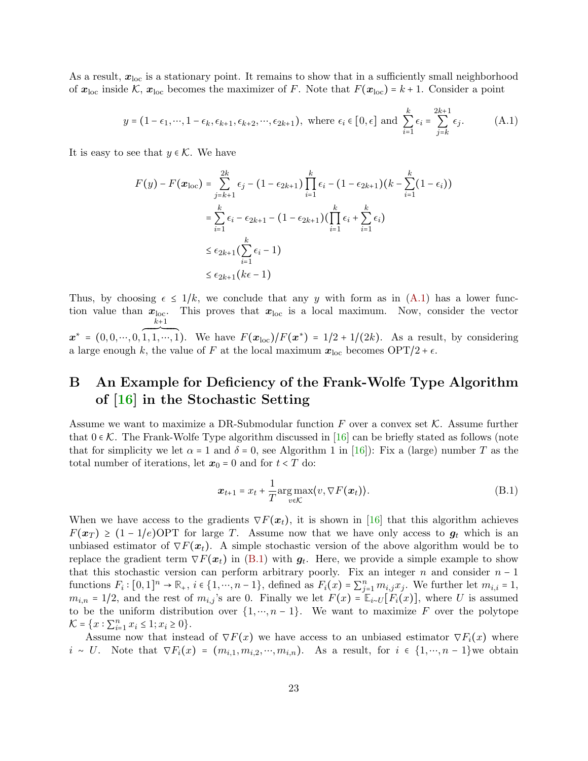As a result, $\boldsymbol{x}_{\text{loc}}$ is a stationary point. It remains to show that in a sufficiently small neighborhood of $\boldsymbol{x}_{\text{loc}}$ inside $\mathcal{K}$, $\boldsymbol{x}_{\text{loc}}$ becomes the maximizer of $F$. Note that $F(\boldsymbol{x}_{\text{loc}}) = k+1$. Consider a point

$$
y = (1-\epsilon_1, \cdots, 1-\epsilon_k, \epsilon_{k+1}, \epsilon_{k+2}, \cdots, \epsilon_{2k+1}), \text{ where } \epsilon_i \in [0, \epsilon] \text{ and } \sum_{i=1}^{k} \epsilon_i = \sum_{j=k}^{2k+1} \epsilon_j. \tag{A.1}
$$

It is easy to see that $y \in \mathcal{K}$. We have

$$
\begin{aligned}
F(y) - F(\boldsymbol{x}_{\text{loc}}) &= \sum_{j=k+1}^{2k} \epsilon_j - (1-\epsilon_{2k+1}) \prod_{i=1}^{k} \epsilon_i - (1-\epsilon_{2k+1})(k - \sum_{i=1}^{k}(1-\epsilon_i)) \\
&= \sum_{i=1}^{k} \epsilon_i - \epsilon_{2k+1} - (1-\epsilon_{2k+1})(\prod_{i=1}^{k} \epsilon_i + \sum_{i=1}^{k} \epsilon_i) \\
&\leq \epsilon_{2k+1}(\sum_{i=1}^{k} \epsilon_i - 1) \\
&\leq \epsilon_{2k+1}(k\epsilon - 1)
\end{aligned}
$$

Thus, by choosing $\epsilon \leq 1/k$, we conclude that any $y$ with form as in (A.1) has a lower function value than $\boldsymbol{x}_{\text{loc}}$. This proves that $\boldsymbol{x}_{\text{loc}}$ is a local maximum. Now, consider the vector $\boldsymbol{x}^* = (0, 0, \cdots, 0, \overbrace{1, 1, \cdots, 1}^{k+1})$. We have $F(\boldsymbol{x}_{\text{loc}})/F(\boldsymbol{x}^*) = 1/2 + 1/(2k)$. As a result, by considering a large enough $k$, the value of $F$ at the local maximum $\boldsymbol{x}_{\text{loc}}$ becomes $\text{OPT}/2 + \epsilon$.

# B An Example for Deficiency of the Frank-Wolfe Type Algorithm of [16] in the Stochastic Setting

Assume we want to maximize a DR-Submodular function $F$ over a convex set $\mathcal{K}$. Assume further that $0 \in \mathcal{K}$. The Frank-Wolfe Type algorithm discussed in [16] can be briefly stated as follows (note that for simplicity we let $\alpha = 1$ and $\delta = 0$, see Algorithm 1 in [16]): Fix a (large) number $T$ as the total number of iterations, let $\boldsymbol{x}_0 = 0$ and for $t < T$ do:

$$
\boldsymbol{x}_{t+1} = x_t + \frac{1}{T} \arg\max_{v \in \mathcal{K}} \langle v, \nabla F(\boldsymbol{x}_t) \rangle. \tag{B.1}
$$

When we have access to the gradients $\nabla F(\boldsymbol{x}_t)$, it is shown in [16] that this algorithm achieves $F(\boldsymbol{x}_T) \geq (1 - 1/e)\text{OPT}$ for large $T$. Assume now that we have only access to $\boldsymbol{g}_t$ which is an unbiased estimator of $\nabla F(\boldsymbol{x}_t)$. A simple stochastic version of the above algorithm would be to replace the gradient term $\nabla F(\boldsymbol{x}_t)$ in (B.1) with $\boldsymbol{g}_t$. Here, we provide a simple example to show that this stochastic version can perform arbitrary poorly. Fix an integer $n$ and consider $n-1$ functions $F_i : [0,1]^n \to \mathbb{R}_+$, $i \in \{1, \cdots, n-1\}$, defined as $F_i(x) = \sum_{j=1}^{n} m_{i,j} x_j$. We further let $m_{i,i} = 1$, $m_{i,n} = 1/2$, and the rest of $m_{i,j}$'s are 0. Finally we let $F(x) = \mathbb{E}_{i \sim U}[F_i(x)]$, where $U$ is assumed to be the uniform distribution over $\{1, \cdots, n-1\}$. We want to maximize $F$ over the polytope $\mathcal{K} = \{x : \sum_{i=1}^{n} x_i \leq 1; x_i \geq 0\}$.

Assume now that instead of $\nabla F(x)$ we have access to an unbiased estimator $\nabla F_i(x)$ where $i \sim U$. Note that $\nabla F_i(x) = (m_{i,1}, m_{i,2}, \cdots, m_{i,n})$. As a result, for $i \in \{1, \cdots, n-1\}$we obtain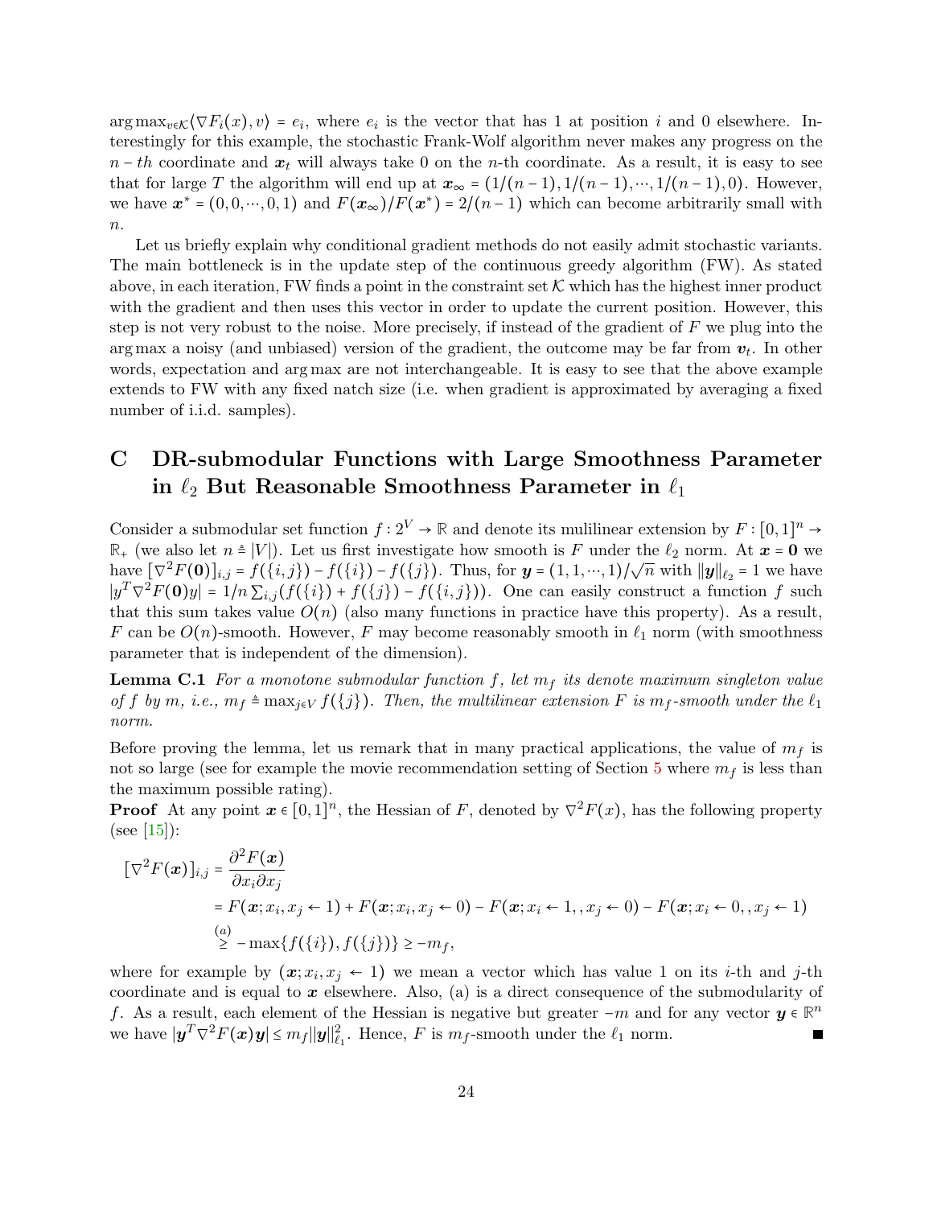$\arg\max_{v \in \mathcal{K}} \langle \nabla F_i(x), v \rangle = e_i$, where $e_i$ is the vector that has 1 at position $i$ and 0 elsewhere. Interestingly for this example, the stochastic Frank-Wolf algorithm never makes any progress on the $n-th$ coordinate and $\boldsymbol{x}_t$ will always take 0 on the $n$-th coordinate. As a result, it is easy to see that for large $T$ the algorithm will end up at $\boldsymbol{x}_\infty = (1/(n-1), 1/(n-1), \cdots, 1/(n-1), 0)$. However, we have $\boldsymbol{x}^* = (0, 0, \cdots, 0, 1)$ and $F(\boldsymbol{x}_\infty)/F(\boldsymbol{x}^*) = 2/(n-1)$ which can become arbitrarily small with $n$.

Let us briefly explain why conditional gradient methods do not easily admit stochastic variants. The main bottleneck is in the update step of the continuous greedy algorithm (FW). As stated above, in each iteration, FW finds a point in the constraint set $\mathcal{K}$ which has the highest inner product with the gradient and then uses this vector in order to update the current position. However, this step is not very robust to the noise. More precisely, if instead of the gradient of $F$ we plug into the $\arg\max$ a noisy (and unbiased) version of the gradient, the outcome may be far from $\boldsymbol{v}_t$. In other words, expectation and $\arg\max$ are not interchangeable. It is easy to see that the above example extends to FW with any fixed natch size (i.e. when gradient is approximated by averaging a fixed number of i.i.d. samples).

# C DR-submodular Functions with Large Smoothness Parameter in $\ell_2$ But Reasonable Smoothness Parameter in $\ell_1$

Consider a submodular set function $f : 2^V \to \mathbb{R}$ and denote its mulilinear extension by $F : [0,1]^n \to \mathbb{R}_+$ (we also let $n \triangleq |V|$). Let us first investigate how smooth is $F$ under the $\ell_2$ norm. At $\boldsymbol{x} = \boldsymbol{0}$ we have $[\nabla^2 F(\boldsymbol{0})]_{i,j} = f(\{i,j\}) - f(\{i\}) - f(\{j\})$. Thus, for $\boldsymbol{y} = (1, 1, \cdots, 1)/\sqrt{n}$ with $\|\boldsymbol{y}\|_{\ell_2} = 1$ we have $|y^T \nabla^2 F(\boldsymbol{0}) y| = 1/n \sum_{i,j} (f(\{i\}) + f(\{j\}) - f(\{i,j\}))$. One can easily construct a function $f$ such that this sum takes value $O(n)$ (also many functions in practice have this property). As a result, $F$ can be $O(n)$-smooth. However, $F$ may become reasonably smooth in $\ell_1$ norm (with smoothness parameter that is independent of the dimension).

**Lemma C.1** *For a monotone submodular function $f$, let $m_f$ its denote maximum singleton value of $f$ by $m$, i.e., $m_f \triangleq \max_{j \in V} f(\{j\})$. Then, the multilinear extension $F$ is $m_f$-smooth under the $\ell_1$ norm.*

Before proving the lemma, let us remark that in many practical applications, the value of $m_f$ is not so large (see for example the movie recommendation setting of Section 5 where $m_f$ is less than the maximum possible rating).

**Proof** At any point $\boldsymbol{x} \in [0,1]^n$, the Hessian of $F$, denoted by $\nabla^2 F(x)$, has the following property (see [15]):

$$
\begin{aligned}
[\nabla^2 F(\boldsymbol{x})]_{i,j} &= \frac{\partial^2 F(\boldsymbol{x})}{\partial x_i \partial x_j} \\
&= F(\boldsymbol{x}; x_i, x_j \leftarrow 1) + F(\boldsymbol{x}; x_i, x_j \leftarrow 0) - F(\boldsymbol{x}; x_i \leftarrow 1, , x_j \leftarrow 0) - F(\boldsymbol{x}; x_i \leftarrow 0, , x_j \leftarrow 1) \\
&\overset{(a)}{\geq} -\max\{f(\{i\}), f(\{j\})\} \geq -m_f,
\end{aligned}
$$

where for example by $(\boldsymbol{x}; x_i, x_j \leftarrow 1)$ we mean a vector which has value 1 on its $i$-th and $j$-th coordinate and is equal to $\boldsymbol{x}$ elsewhere. Also, (a) is a direct consequence of the submodularity of $f$. As a result, each element of the Hessian is negative but greater $-m$ and for any vector $\boldsymbol{y} \in \mathbb{R}^n$ we have $|\boldsymbol{y}^T \nabla^2 F(\boldsymbol{x}) \boldsymbol{y}| \leq m_f \|\boldsymbol{y}\|_{\ell_1}^2$. Hence, $F$ is $m_f$-smooth under the $\ell_1$ norm. ■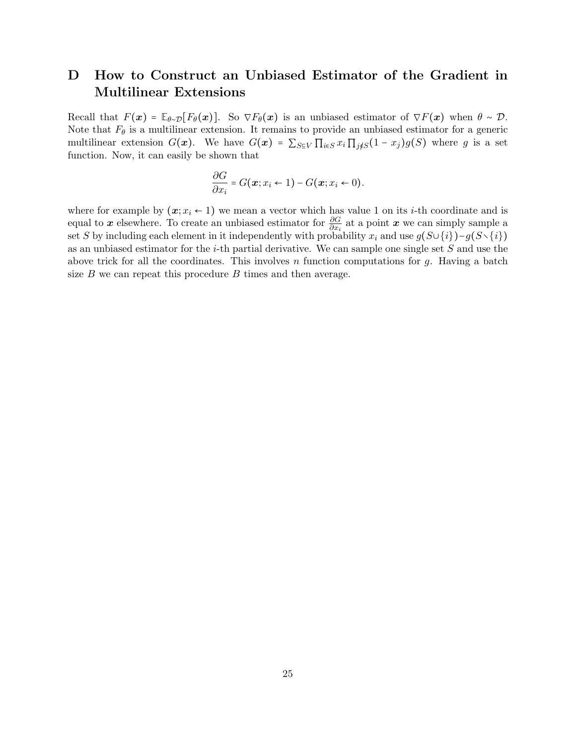# D How to Construct an Unbiased Estimator of the Gradient in Multilinear Extensions

Recall that $F(\boldsymbol{x}) = \mathbb{E}_{\theta\sim\mathcal{D}}[F_\theta(\boldsymbol{x})]$. So $\nabla F_\theta(\boldsymbol{x})$ is an unbiased estimator of $\nabla F(\boldsymbol{x})$ when $\theta \sim \mathcal{D}$. Note that $F_\theta$ is a multilinear extension. It remains to provide an unbiased estimator for a generic multilinear extension $G(\boldsymbol{x})$. We have $G(\boldsymbol{x}) = \sum_{S\subseteq V}\prod_{i\in S} x_i \prod_{j\notin S}(1-x_j)g(S)$ where $g$ is a set function. Now, it can easily be shown that

$$\frac{\partial G}{\partial x_i} = G(\boldsymbol{x}; x_i \leftarrow 1) - G(\boldsymbol{x}; x_i \leftarrow 0).$$

where for example by $(\boldsymbol{x}; x_i \leftarrow 1)$ we mean a vector which has value 1 on its $i$-th coordinate and is equal to $\boldsymbol{x}$ elsewhere. To create an unbiased estimator for $\frac{\partial G}{\partial x_i}$ at a point $\boldsymbol{x}$ we can simply sample a set $S$ by including each element in it independently with probability $x_i$ and use $g(S\cup\{i\}) - g(S\setminus\{i\})$ as an unbiased estimator for the $i$-th partial derivative. We can sample one single set $S$ and use the above trick for all the coordinates. This involves $n$ function computations for $g$. Having a batch size $B$ we can repeat this procedure $B$ times and then average.